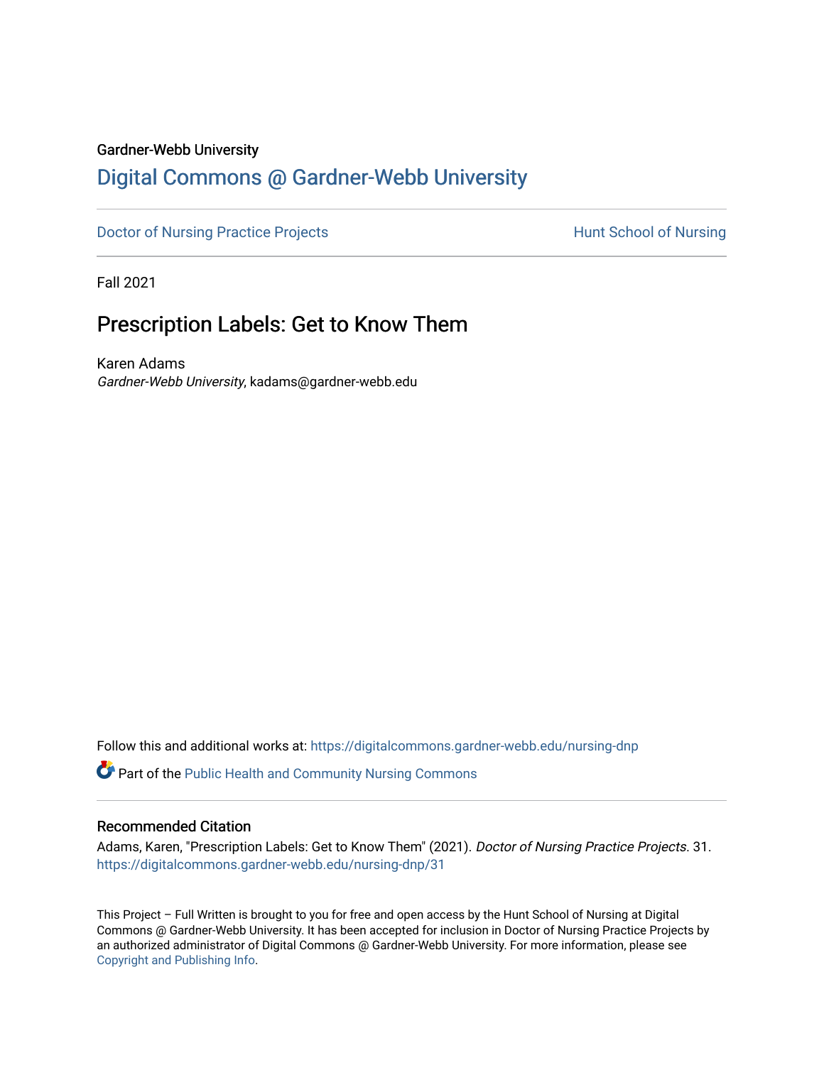Gardner-Webb University

# Digital Commons @ Gardner-Webb University

Doctor of Nursing Practice Projects

Hunt School of Nursing

Fall 2021

## Prescription Labels: Get to Know Them

Karen Adams
*Gardner-Webb University*, kadams@gardner-webb.edu

Follow this and additional works at: https://digitalcommons.gardner-webb.edu/nursing-dnp

Part of the Public Health and Community Nursing Commons

### Recommended Citation

Adams, Karen, "Prescription Labels: Get to Know Them" (2021). *Doctor of Nursing Practice Projects*. 31.
https://digitalcommons.gardner-webb.edu/nursing-dnp/31

This Project – Full Written is brought to you for free and open access by the Hunt School of Nursing at Digital Commons @ Gardner-Webb University. It has been accepted for inclusion in Doctor of Nursing Practice Projects by an authorized administrator of Digital Commons @ Gardner-Webb University. For more information, please see Copyright and Publishing Info.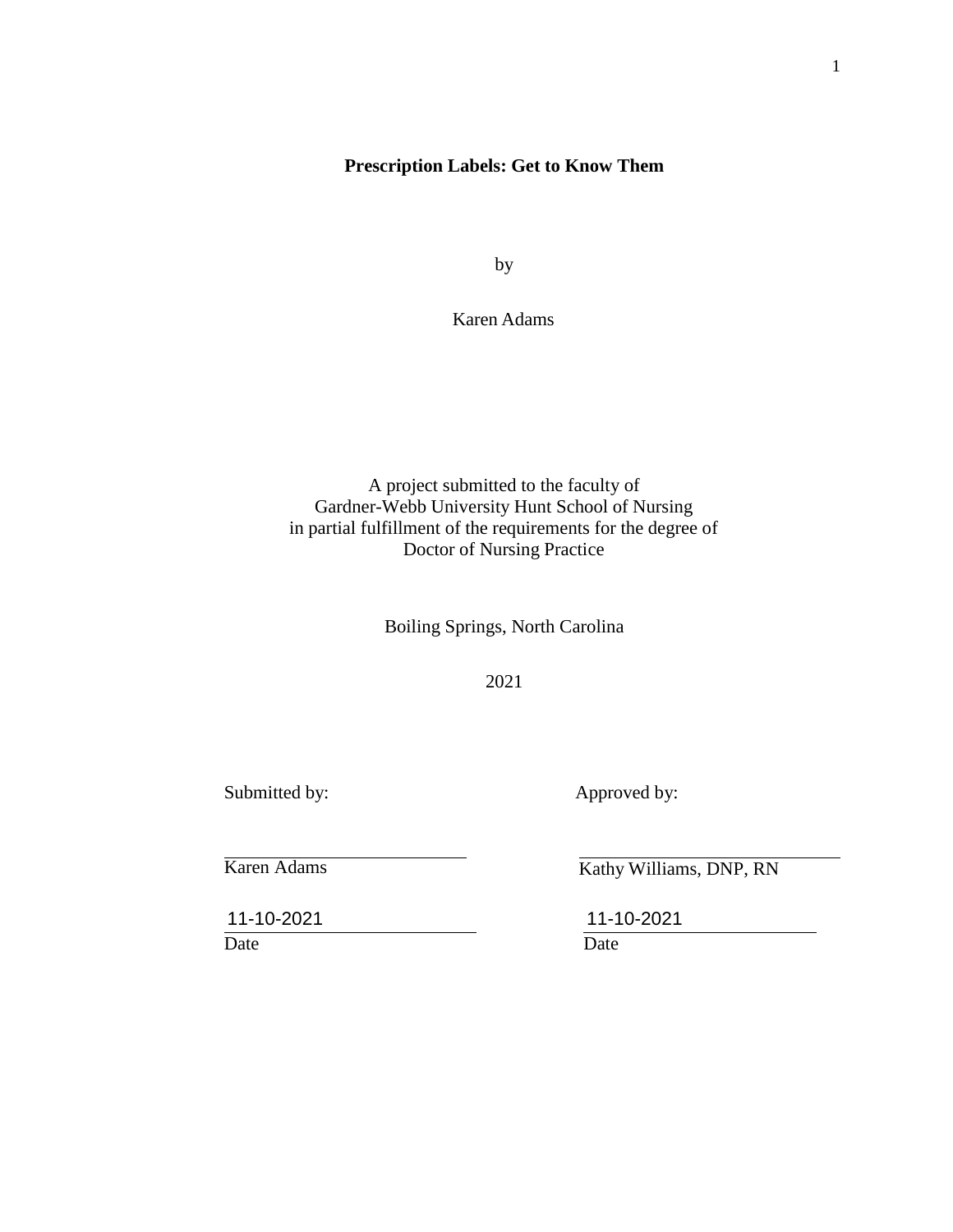**Prescription Labels: Get to Know Them**

by

Karen Adams

A project submitted to the faculty of
Gardner-Webb University Hunt School of Nursing
in partial fulfillment of the requirements for the degree of
Doctor of Nursing Practice

Boiling Springs, North Carolina

2021

Submitted by:

Karen Adams

11-10-2021
Date

Approved by:

Kathy Williams, DNP, RN

11-10-2021
Date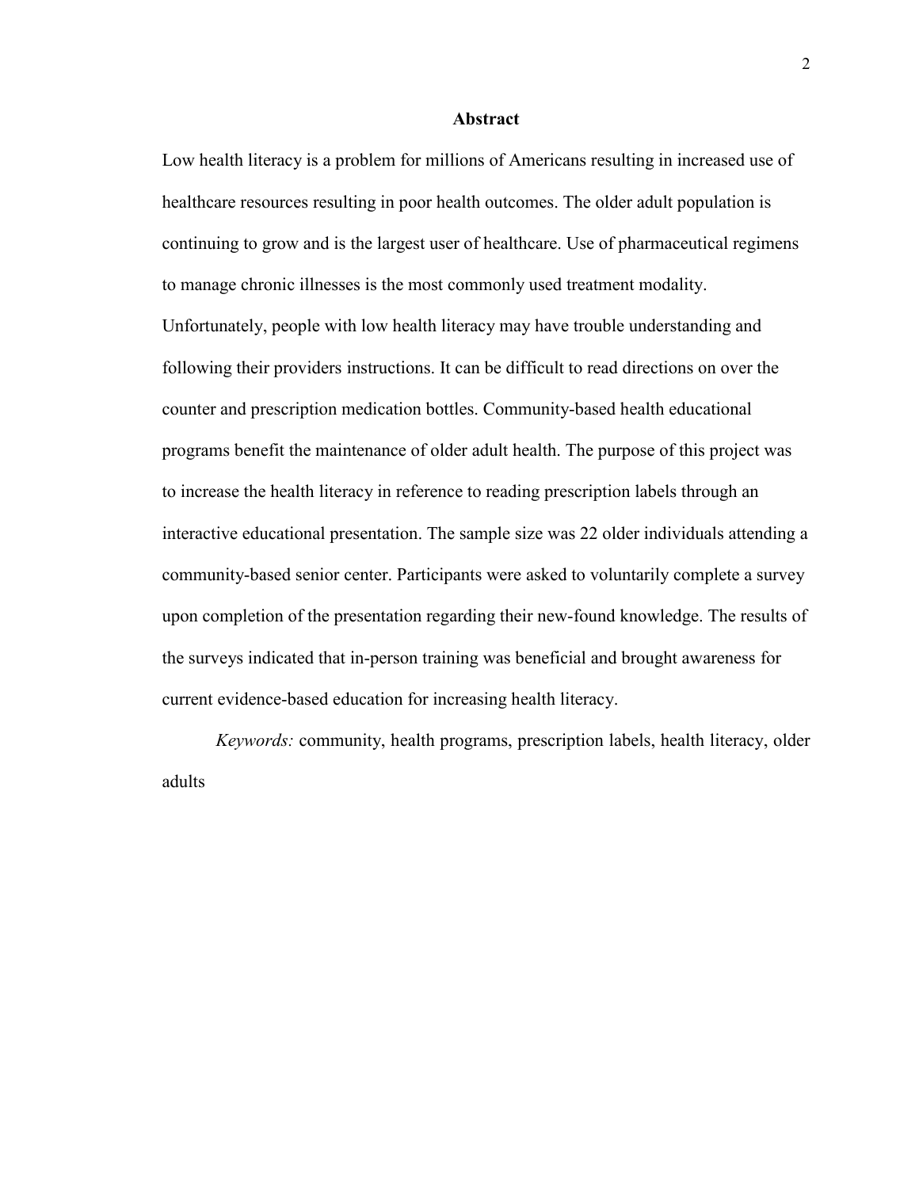## Abstract

Low health literacy is a problem for millions of Americans resulting in increased use of healthcare resources resulting in poor health outcomes. The older adult population is continuing to grow and is the largest user of healthcare. Use of pharmaceutical regimens to manage chronic illnesses is the most commonly used treatment modality. Unfortunately, people with low health literacy may have trouble understanding and following their providers instructions. It can be difficult to read directions on over the counter and prescription medication bottles. Community-based health educational programs benefit the maintenance of older adult health. The purpose of this project was to increase the health literacy in reference to reading prescription labels through an interactive educational presentation. The sample size was 22 older individuals attending a community-based senior center. Participants were asked to voluntarily complete a survey upon completion of the presentation regarding their new-found knowledge. The results of the surveys indicated that in-person training was beneficial and brought awareness for current evidence-based education for increasing health literacy.

*Keywords:* community, health programs, prescription labels, health literacy, older adults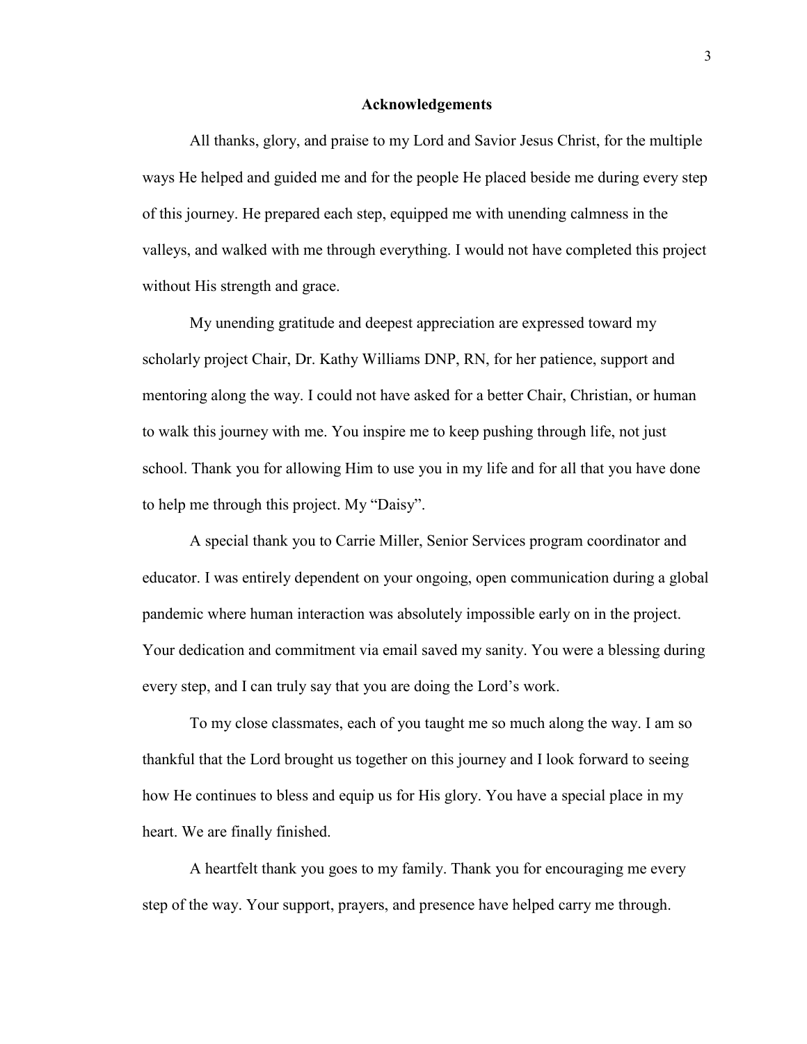## Acknowledgements

All thanks, glory, and praise to my Lord and Savior Jesus Christ, for the multiple ways He helped and guided me and for the people He placed beside me during every step of this journey. He prepared each step, equipped me with unending calmness in the valleys, and walked with me through everything. I would not have completed this project without His strength and grace.

My unending gratitude and deepest appreciation are expressed toward my scholarly project Chair, Dr. Kathy Williams DNP, RN, for her patience, support and mentoring along the way. I could not have asked for a better Chair, Christian, or human to walk this journey with me. You inspire me to keep pushing through life, not just school. Thank you for allowing Him to use you in my life and for all that you have done to help me through this project. My "Daisy".

A special thank you to Carrie Miller, Senior Services program coordinator and educator. I was entirely dependent on your ongoing, open communication during a global pandemic where human interaction was absolutely impossible early on in the project. Your dedication and commitment via email saved my sanity. You were a blessing during every step, and I can truly say that you are doing the Lord's work.

To my close classmates, each of you taught me so much along the way. I am so thankful that the Lord brought us together on this journey and I look forward to seeing how He continues to bless and equip us for His glory. You have a special place in my heart. We are finally finished.

A heartfelt thank you goes to my family. Thank you for encouraging me every step of the way. Your support, prayers, and presence have helped carry me through.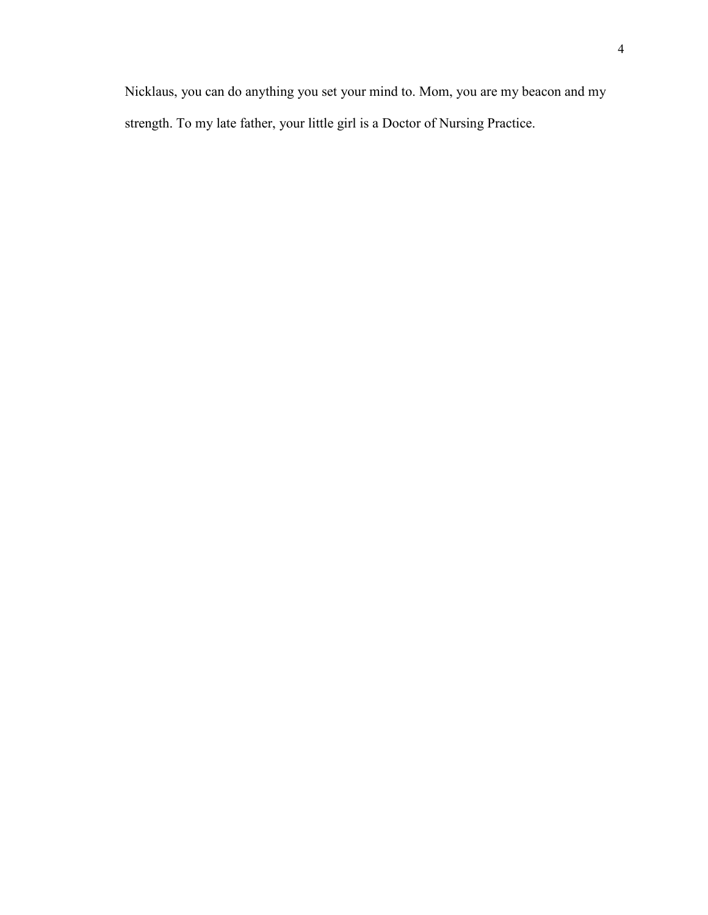Nicklaus, you can do anything you set your mind to. Mom, you are my beacon and my strength. To my late father, your little girl is a Doctor of Nursing Practice.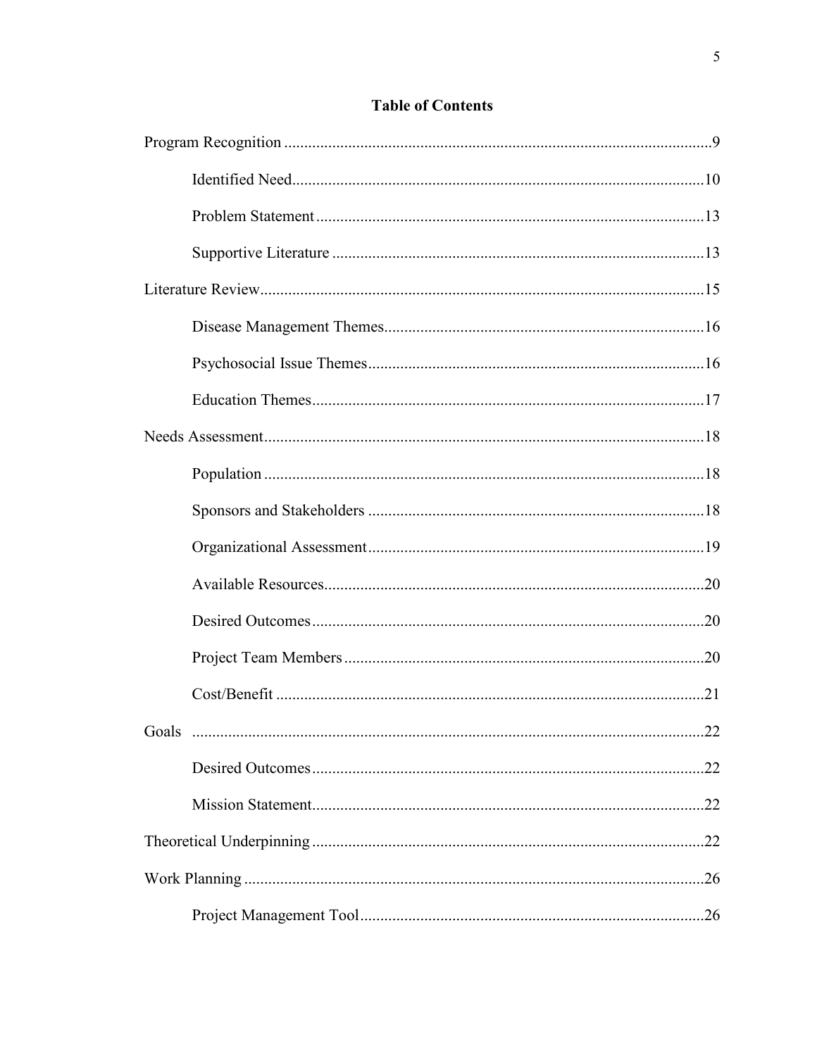## Table of Contents

Program Recognition .......... 9

- Identified Need .......... 10
- Problem Statement .......... 13
- Supportive Literature .......... 13

Literature Review .......... 15

- Disease Management Themes .......... 16
- Psychosocial Issue Themes .......... 16
- Education Themes .......... 17

Needs Assessment .......... 18

- Population .......... 18
- Sponsors and Stakeholders .......... 18
- Organizational Assessment .......... 19
- Available Resources .......... 20
- Desired Outcomes .......... 20
- Project Team Members .......... 20
- Cost/Benefit .......... 21

Goals .......... 22

- Desired Outcomes .......... 22
- Mission Statement .......... 22

Theoretical Underpinning .......... 22

Work Planning .......... 26

- Project Management Tool .......... 26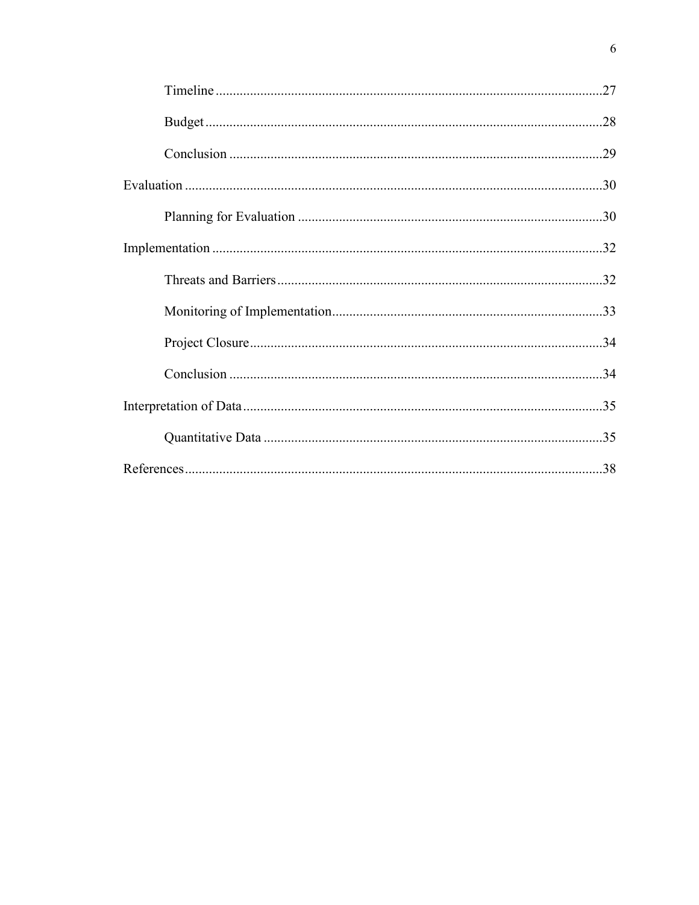Timeline ........................................................................................................27

Budget ........................................................................................................28

Conclusion ........................................................................................................29

Evaluation ........................................................................................................30

Planning for Evaluation ........................................................................................................30

Implementation ........................................................................................................32

Threats and Barriers ........................................................................................................32

Monitoring of Implementation ........................................................................................................33

Project Closure ........................................................................................................34

Conclusion ........................................................................................................34

Interpretation of Data ........................................................................................................35

Quantitative Data ........................................................................................................35

References ........................................................................................................38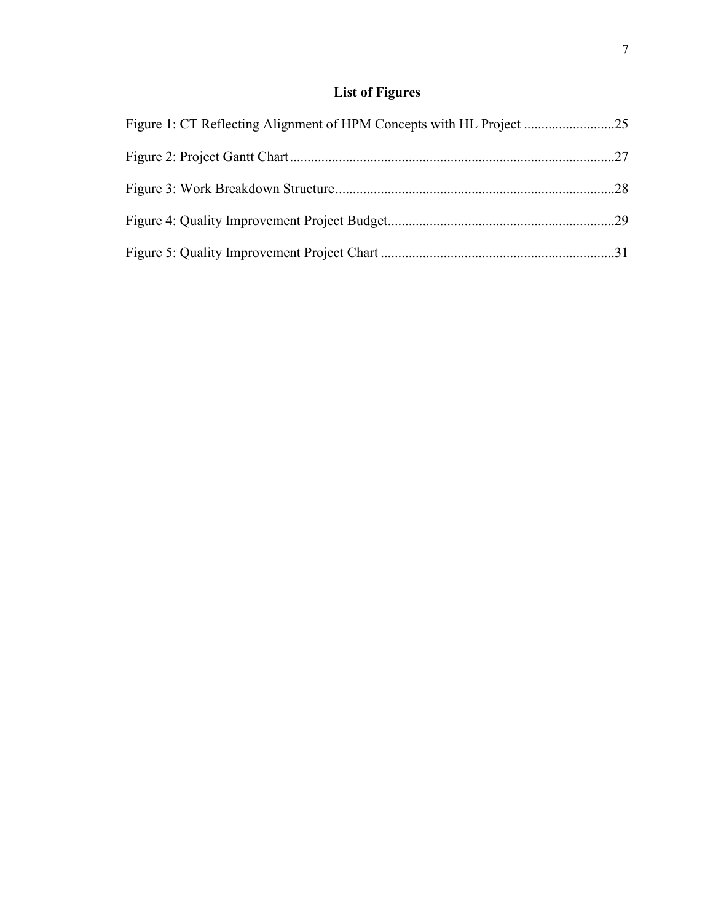# List of Figures

Figure 1: CT Reflecting Alignment of HPM Concepts with HL Project ..........................25

Figure 2: Project Gantt Chart............................................................................................27

Figure 3: Work Breakdown Structure................................................................................28

Figure 4: Quality Improvement Project Budget.................................................................29

Figure 5: Quality Improvement Project Chart ...................................................................31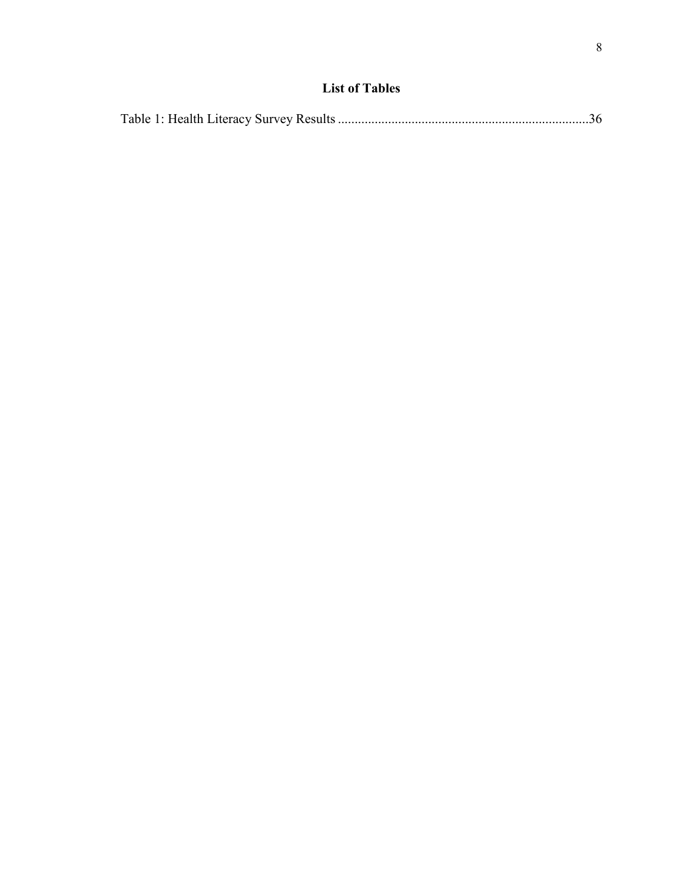## List of Tables

Table 1: Health Literacy Survey Results ..........................................................................36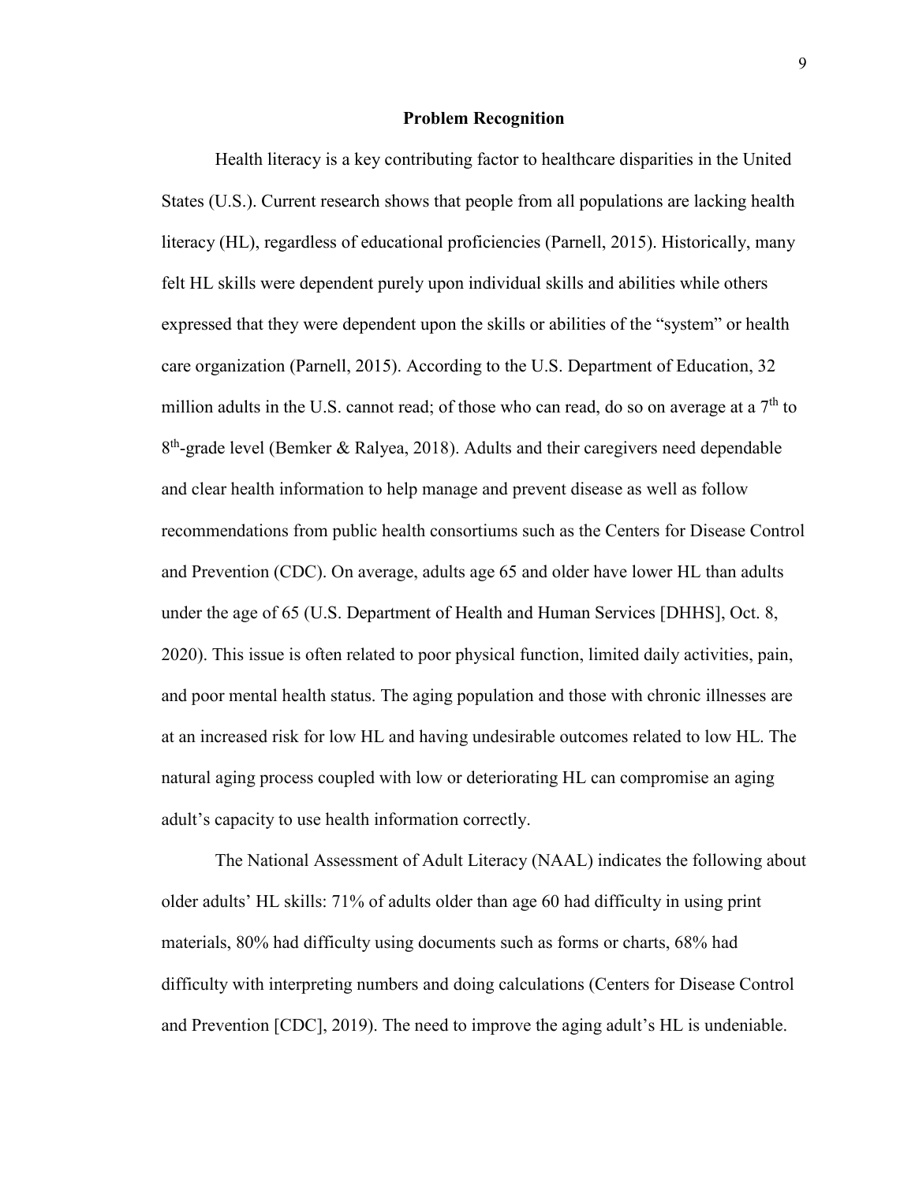## Problem Recognition

Health literacy is a key contributing factor to healthcare disparities in the United States (U.S.). Current research shows that people from all populations are lacking health literacy (HL), regardless of educational proficiencies (Parnell, 2015). Historically, many felt HL skills were dependent purely upon individual skills and abilities while others expressed that they were dependent upon the skills or abilities of the "system" or health care organization (Parnell, 2015). According to the U.S. Department of Education, 32 million adults in the U.S. cannot read; of those who can read, do so on average at a 7th to 8th-grade level (Bemker & Ralyea, 2018). Adults and their caregivers need dependable and clear health information to help manage and prevent disease as well as follow recommendations from public health consortiums such as the Centers for Disease Control and Prevention (CDC). On average, adults age 65 and older have lower HL than adults under the age of 65 (U.S. Department of Health and Human Services [DHHS], Oct. 8, 2020). This issue is often related to poor physical function, limited daily activities, pain, and poor mental health status. The aging population and those with chronic illnesses are at an increased risk for low HL and having undesirable outcomes related to low HL. The natural aging process coupled with low or deteriorating HL can compromise an aging adult's capacity to use health information correctly.

The National Assessment of Adult Literacy (NAAL) indicates the following about older adults' HL skills: 71% of adults older than age 60 had difficulty in using print materials, 80% had difficulty using documents such as forms or charts, 68% had difficulty with interpreting numbers and doing calculations (Centers for Disease Control and Prevention [CDC], 2019). The need to improve the aging adult's HL is undeniable.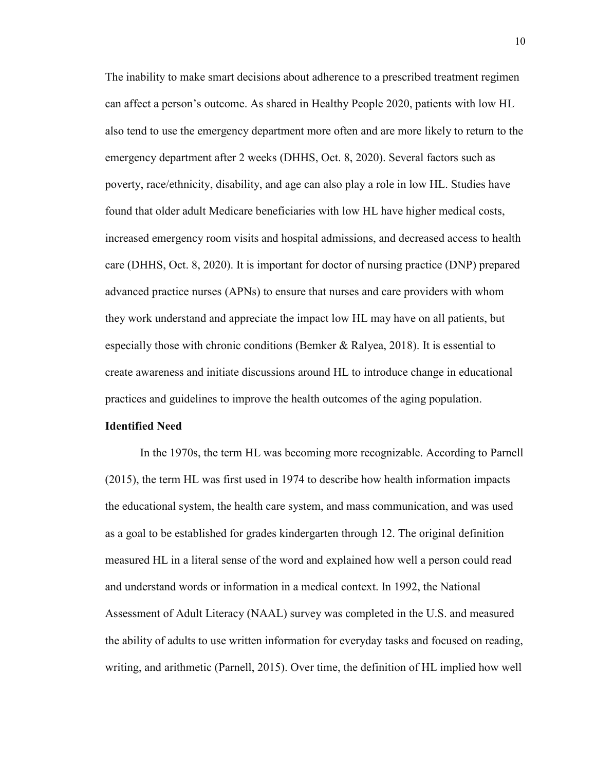The inability to make smart decisions about adherence to a prescribed treatment regimen can affect a person's outcome. As shared in Healthy People 2020, patients with low HL also tend to use the emergency department more often and are more likely to return to the emergency department after 2 weeks (DHHS, Oct. 8, 2020). Several factors such as poverty, race/ethnicity, disability, and age can also play a role in low HL. Studies have found that older adult Medicare beneficiaries with low HL have higher medical costs, increased emergency room visits and hospital admissions, and decreased access to health care (DHHS, Oct. 8, 2020). It is important for doctor of nursing practice (DNP) prepared advanced practice nurses (APNs) to ensure that nurses and care providers with whom they work understand and appreciate the impact low HL may have on all patients, but especially those with chronic conditions (Bemker & Ralyea, 2018). It is essential to create awareness and initiate discussions around HL to introduce change in educational practices and guidelines to improve the health outcomes of the aging population.

**Identified Need**

In the 1970s, the term HL was becoming more recognizable. According to Parnell (2015), the term HL was first used in 1974 to describe how health information impacts the educational system, the health care system, and mass communication, and was used as a goal to be established for grades kindergarten through 12. The original definition measured HL in a literal sense of the word and explained how well a person could read and understand words or information in a medical context. In 1992, the National Assessment of Adult Literacy (NAAL) survey was completed in the U.S. and measured the ability of adults to use written information for everyday tasks and focused on reading, writing, and arithmetic (Parnell, 2015). Over time, the definition of HL implied how well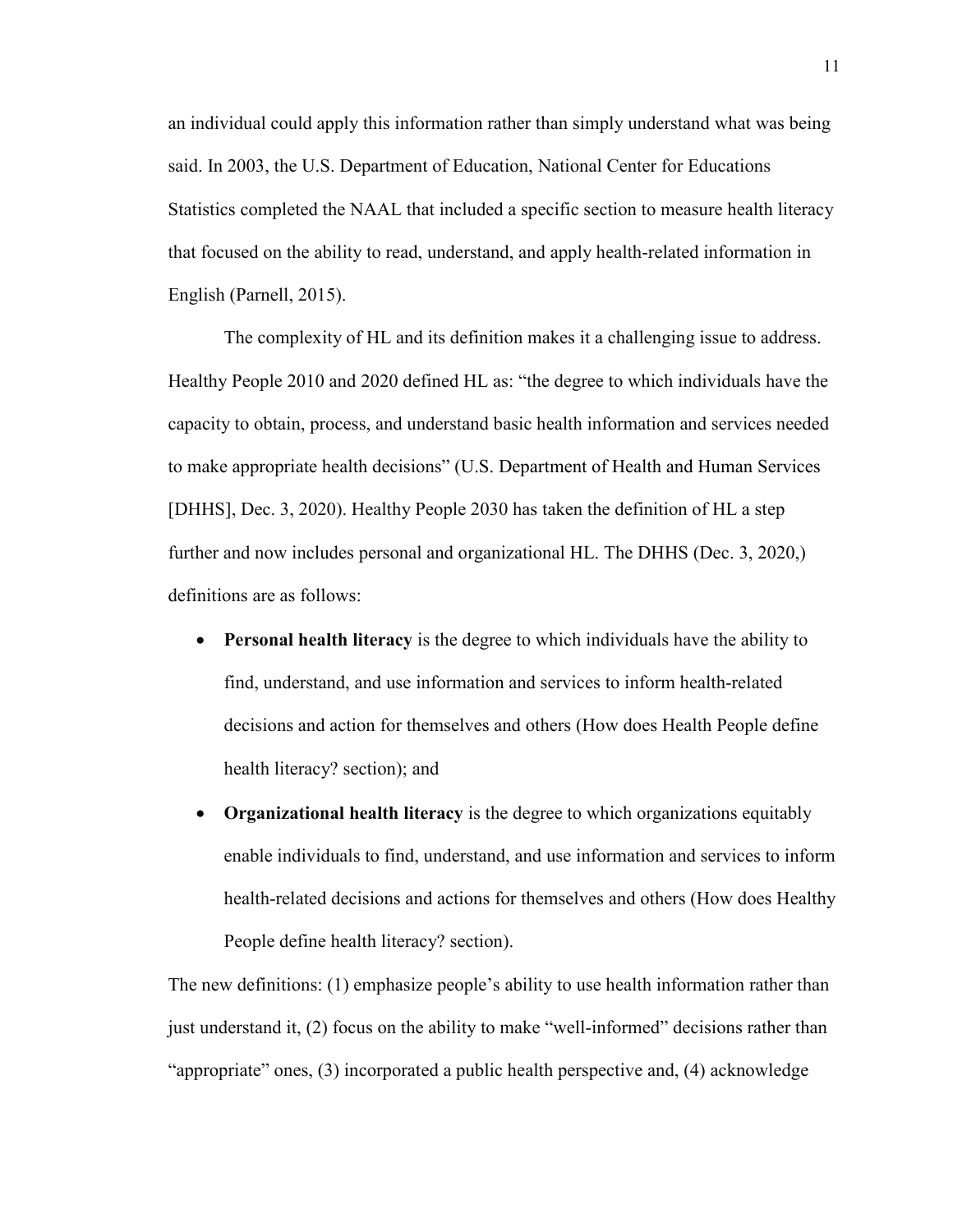an individual could apply this information rather than simply understand what was being said. In 2003, the U.S. Department of Education, National Center for Educations Statistics completed the NAAL that included a specific section to measure health literacy that focused on the ability to read, understand, and apply health-related information in English (Parnell, 2015).

The complexity of HL and its definition makes it a challenging issue to address. Healthy People 2010 and 2020 defined HL as: "the degree to which individuals have the capacity to obtain, process, and understand basic health information and services needed to make appropriate health decisions" (U.S. Department of Health and Human Services [DHHS], Dec. 3, 2020). Healthy People 2030 has taken the definition of HL a step further and now includes personal and organizational HL. The DHHS (Dec. 3, 2020,) definitions are as follows:

- **Personal health literacy** is the degree to which individuals have the ability to find, understand, and use information and services to inform health-related decisions and action for themselves and others (How does Health People define health literacy? section); and
- **Organizational health literacy** is the degree to which organizations equitably enable individuals to find, understand, and use information and services to inform health-related decisions and actions for themselves and others (How does Healthy People define health literacy? section).

The new definitions: (1) emphasize people's ability to use health information rather than just understand it, (2) focus on the ability to make "well-informed" decisions rather than "appropriate" ones, (3) incorporated a public health perspective and, (4) acknowledge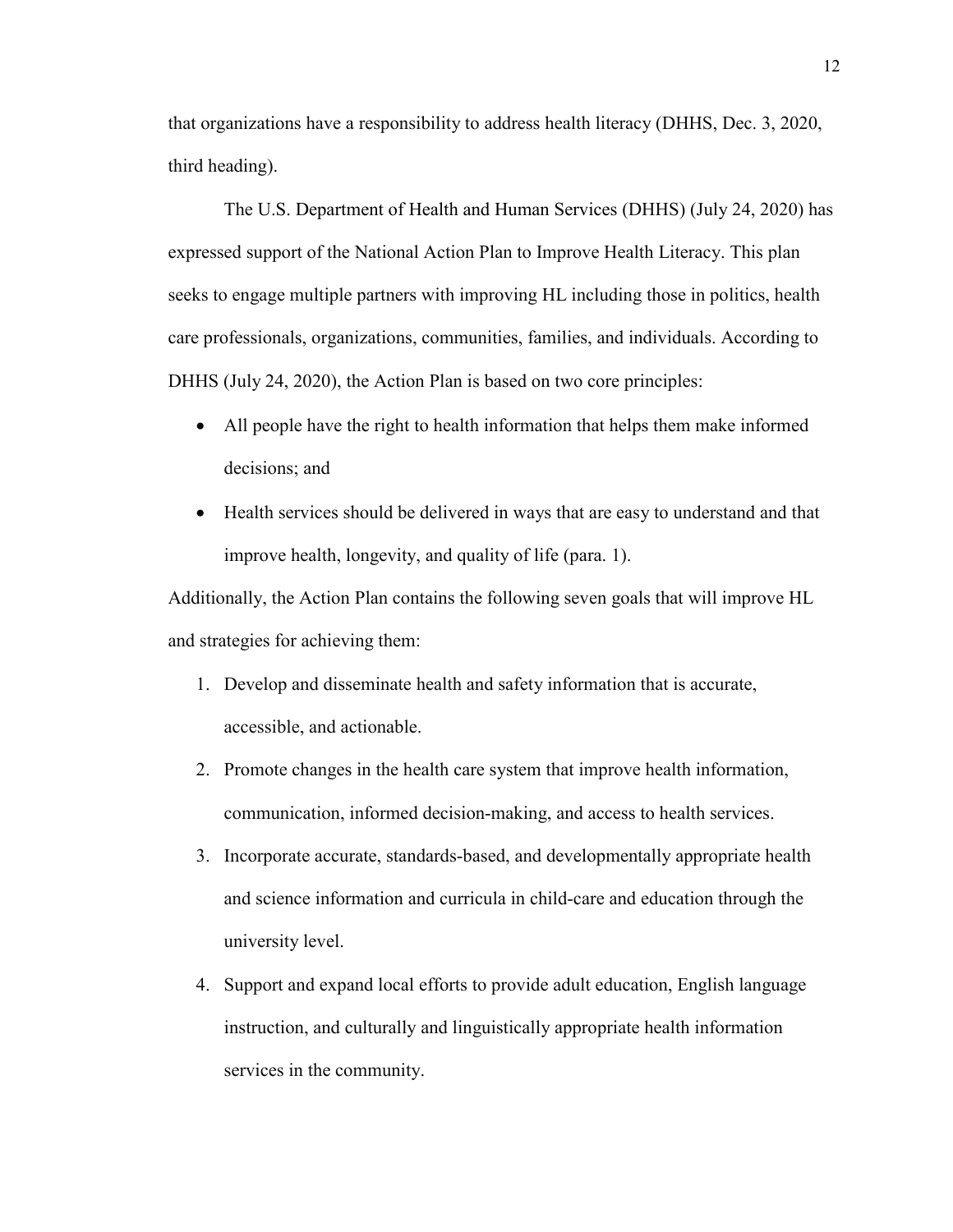that organizations have a responsibility to address health literacy (DHHS, Dec. 3, 2020, third heading).

The U.S. Department of Health and Human Services (DHHS) (July 24, 2020) has expressed support of the National Action Plan to Improve Health Literacy. This plan seeks to engage multiple partners with improving HL including those in politics, health care professionals, organizations, communities, families, and individuals. According to DHHS (July 24, 2020), the Action Plan is based on two core principles:

- All people have the right to health information that helps them make informed decisions; and
- Health services should be delivered in ways that are easy to understand and that improve health, longevity, and quality of life (para. 1).

Additionally, the Action Plan contains the following seven goals that will improve HL and strategies for achieving them:

1. Develop and disseminate health and safety information that is accurate, accessible, and actionable.
2. Promote changes in the health care system that improve health information, communication, informed decision-making, and access to health services.
3. Incorporate accurate, standards-based, and developmentally appropriate health and science information and curricula in child-care and education through the university level.
4. Support and expand local efforts to provide adult education, English language instruction, and culturally and linguistically appropriate health information services in the community.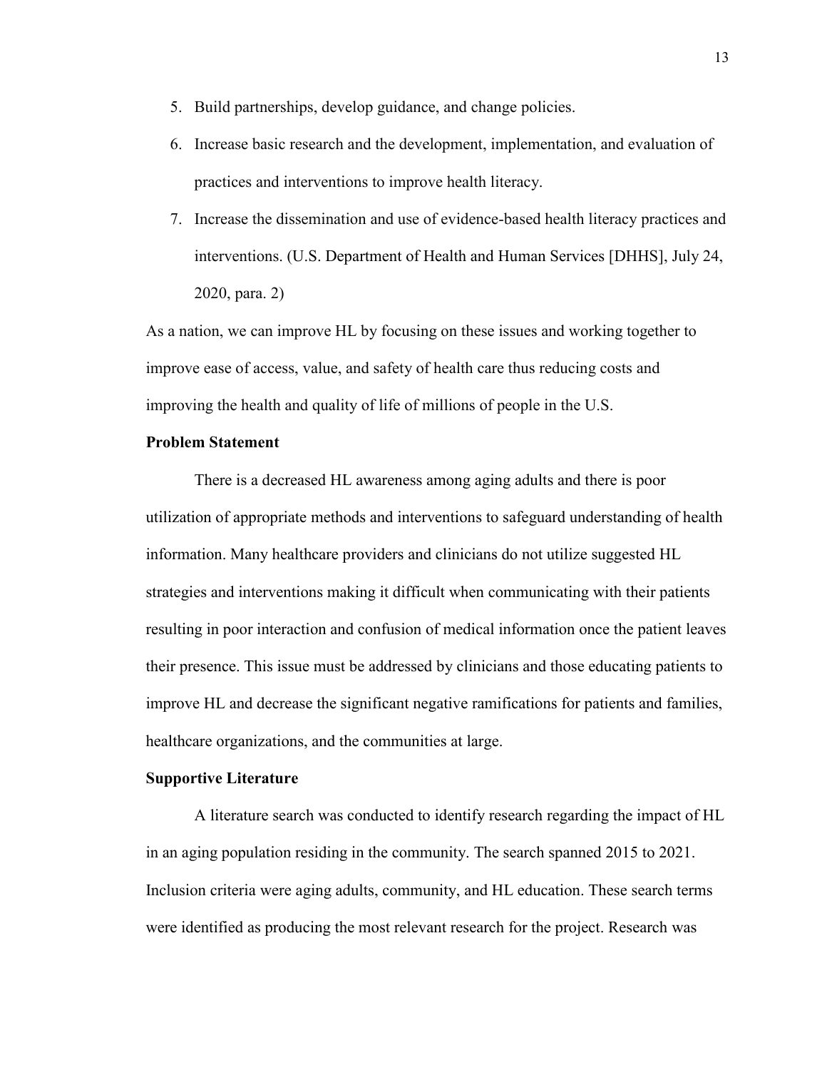5. Build partnerships, develop guidance, and change policies.
6. Increase basic research and the development, implementation, and evaluation of practices and interventions to improve health literacy.
7. Increase the dissemination and use of evidence-based health literacy practices and interventions. (U.S. Department of Health and Human Services [DHHS], July 24, 2020, para. 2)

As a nation, we can improve HL by focusing on these issues and working together to improve ease of access, value, and safety of health care thus reducing costs and improving the health and quality of life of millions of people in the U.S.

**Problem Statement**

There is a decreased HL awareness among aging adults and there is poor utilization of appropriate methods and interventions to safeguard understanding of health information. Many healthcare providers and clinicians do not utilize suggested HL strategies and interventions making it difficult when communicating with their patients resulting in poor interaction and confusion of medical information once the patient leaves their presence. This issue must be addressed by clinicians and those educating patients to improve HL and decrease the significant negative ramifications for patients and families, healthcare organizations, and the communities at large.

**Supportive Literature**

A literature search was conducted to identify research regarding the impact of HL in an aging population residing in the community. The search spanned 2015 to 2021. Inclusion criteria were aging adults, community, and HL education. These search terms were identified as producing the most relevant research for the project. Research was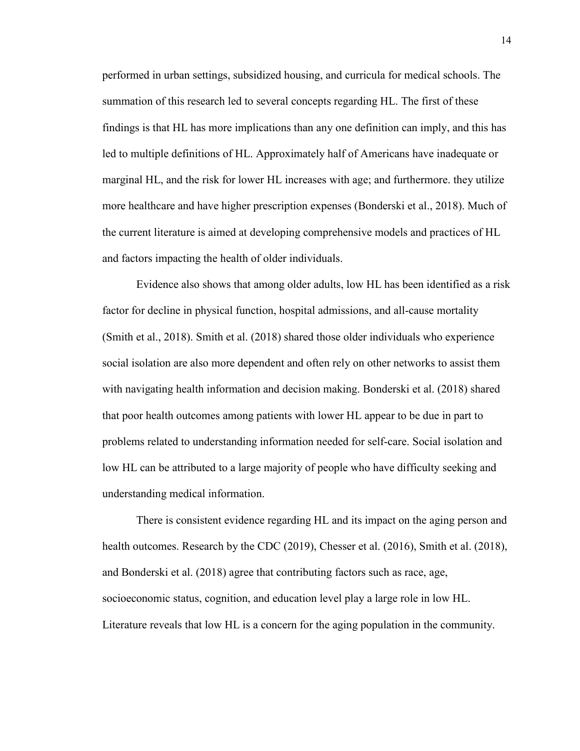performed in urban settings, subsidized housing, and curricula for medical schools. The summation of this research led to several concepts regarding HL. The first of these findings is that HL has more implications than any one definition can imply, and this has led to multiple definitions of HL. Approximately half of Americans have inadequate or marginal HL, and the risk for lower HL increases with age; and furthermore. they utilize more healthcare and have higher prescription expenses (Bonderski et al., 2018). Much of the current literature is aimed at developing comprehensive models and practices of HL and factors impacting the health of older individuals.

Evidence also shows that among older adults, low HL has been identified as a risk factor for decline in physical function, hospital admissions, and all-cause mortality (Smith et al., 2018). Smith et al. (2018) shared those older individuals who experience social isolation are also more dependent and often rely on other networks to assist them with navigating health information and decision making. Bonderski et al. (2018) shared that poor health outcomes among patients with lower HL appear to be due in part to problems related to understanding information needed for self-care. Social isolation and low HL can be attributed to a large majority of people who have difficulty seeking and understanding medical information.

There is consistent evidence regarding HL and its impact on the aging person and health outcomes. Research by the CDC (2019), Chesser et al. (2016), Smith et al. (2018), and Bonderski et al. (2018) agree that contributing factors such as race, age, socioeconomic status, cognition, and education level play a large role in low HL. Literature reveals that low HL is a concern for the aging population in the community.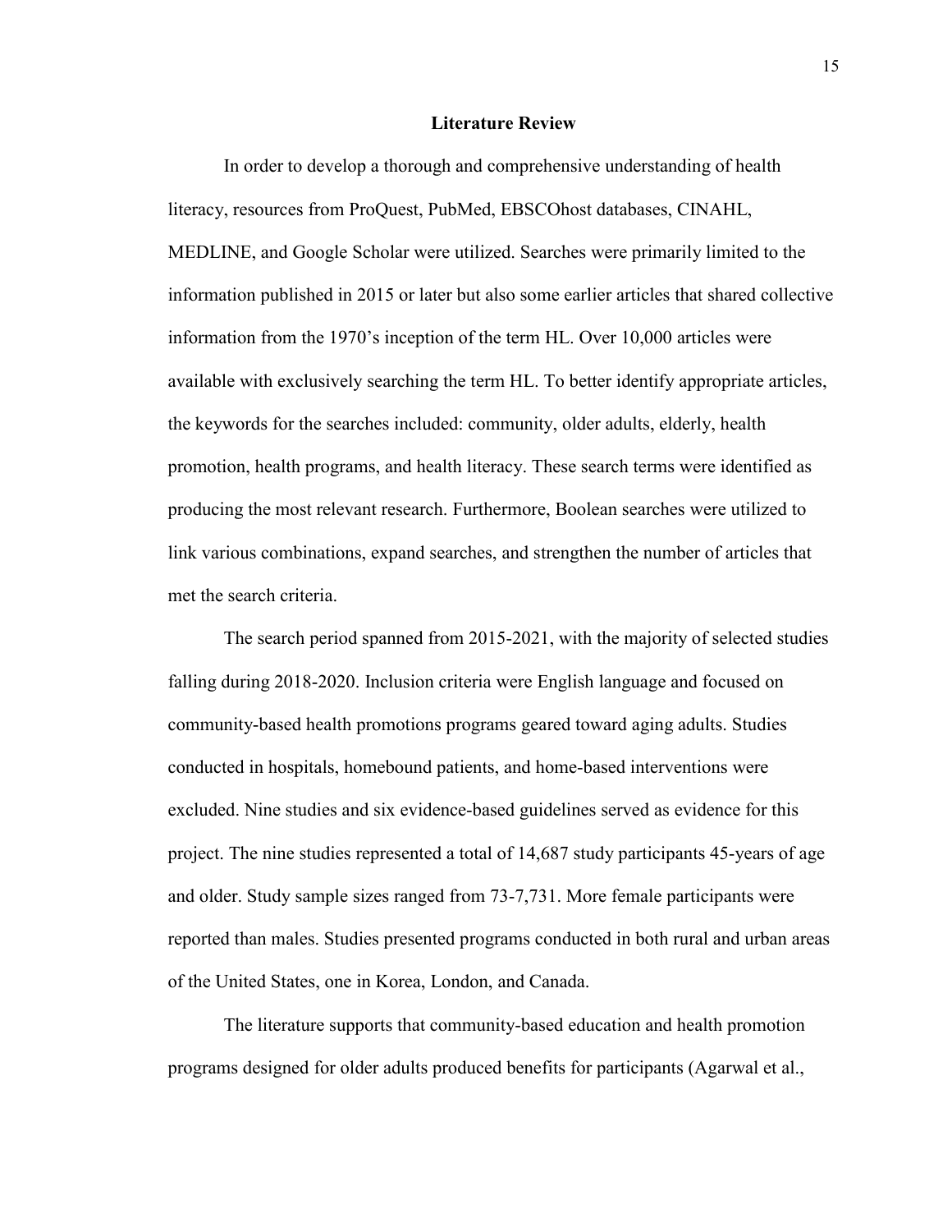## Literature Review

In order to develop a thorough and comprehensive understanding of health literacy, resources from ProQuest, PubMed, EBSCOhost databases, CINAHL, MEDLINE, and Google Scholar were utilized. Searches were primarily limited to the information published in 2015 or later but also some earlier articles that shared collective information from the 1970's inception of the term HL. Over 10,000 articles were available with exclusively searching the term HL. To better identify appropriate articles, the keywords for the searches included: community, older adults, elderly, health promotion, health programs, and health literacy. These search terms were identified as producing the most relevant research. Furthermore, Boolean searches were utilized to link various combinations, expand searches, and strengthen the number of articles that met the search criteria.

The search period spanned from 2015-2021, with the majority of selected studies falling during 2018-2020. Inclusion criteria were English language and focused on community-based health promotions programs geared toward aging adults. Studies conducted in hospitals, homebound patients, and home-based interventions were excluded. Nine studies and six evidence-based guidelines served as evidence for this project. The nine studies represented a total of 14,687 study participants 45-years of age and older. Study sample sizes ranged from 73-7,731. More female participants were reported than males. Studies presented programs conducted in both rural and urban areas of the United States, one in Korea, London, and Canada.

The literature supports that community-based education and health promotion programs designed for older adults produced benefits for participants (Agarwal et al.,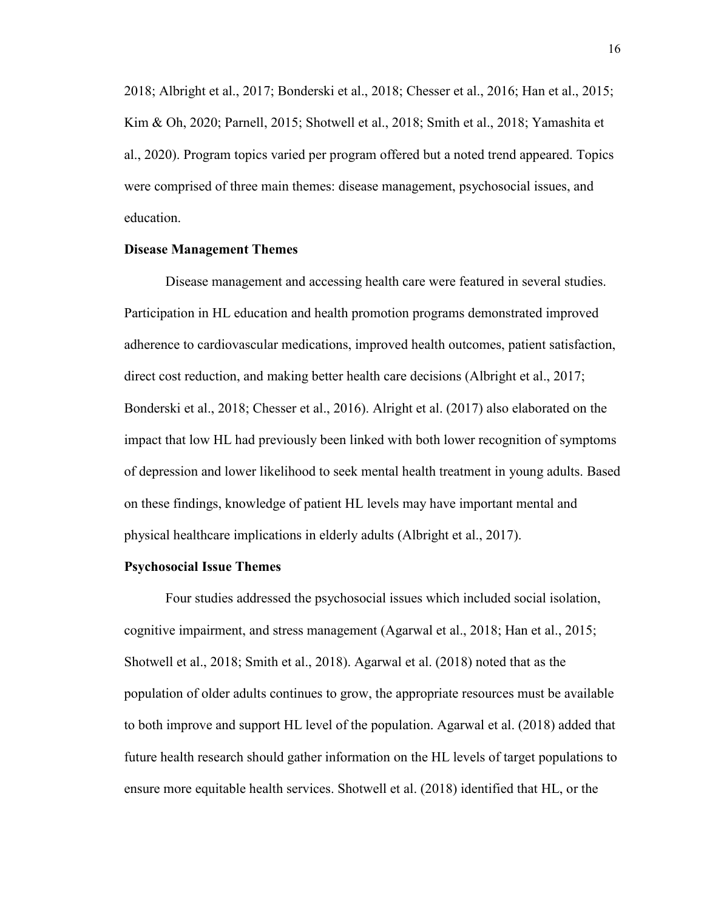2018; Albright et al., 2017; Bonderski et al., 2018; Chesser et al., 2016; Han et al., 2015; Kim & Oh, 2020; Parnell, 2015; Shotwell et al., 2018; Smith et al., 2018; Yamashita et al., 2020). Program topics varied per program offered but a noted trend appeared. Topics were comprised of three main themes: disease management, psychosocial issues, and education.

### Disease Management Themes

Disease management and accessing health care were featured in several studies. Participation in HL education and health promotion programs demonstrated improved adherence to cardiovascular medications, improved health outcomes, patient satisfaction, direct cost reduction, and making better health care decisions (Albright et al., 2017; Bonderski et al., 2018; Chesser et al., 2016). Alright et al. (2017) also elaborated on the impact that low HL had previously been linked with both lower recognition of symptoms of depression and lower likelihood to seek mental health treatment in young adults. Based on these findings, knowledge of patient HL levels may have important mental and physical healthcare implications in elderly adults (Albright et al., 2017).

### Psychosocial Issue Themes

Four studies addressed the psychosocial issues which included social isolation, cognitive impairment, and stress management (Agarwal et al., 2018; Han et al., 2015; Shotwell et al., 2018; Smith et al., 2018). Agarwal et al. (2018) noted that as the population of older adults continues to grow, the appropriate resources must be available to both improve and support HL level of the population. Agarwal et al. (2018) added that future health research should gather information on the HL levels of target populations to ensure more equitable health services. Shotwell et al. (2018) identified that HL, or the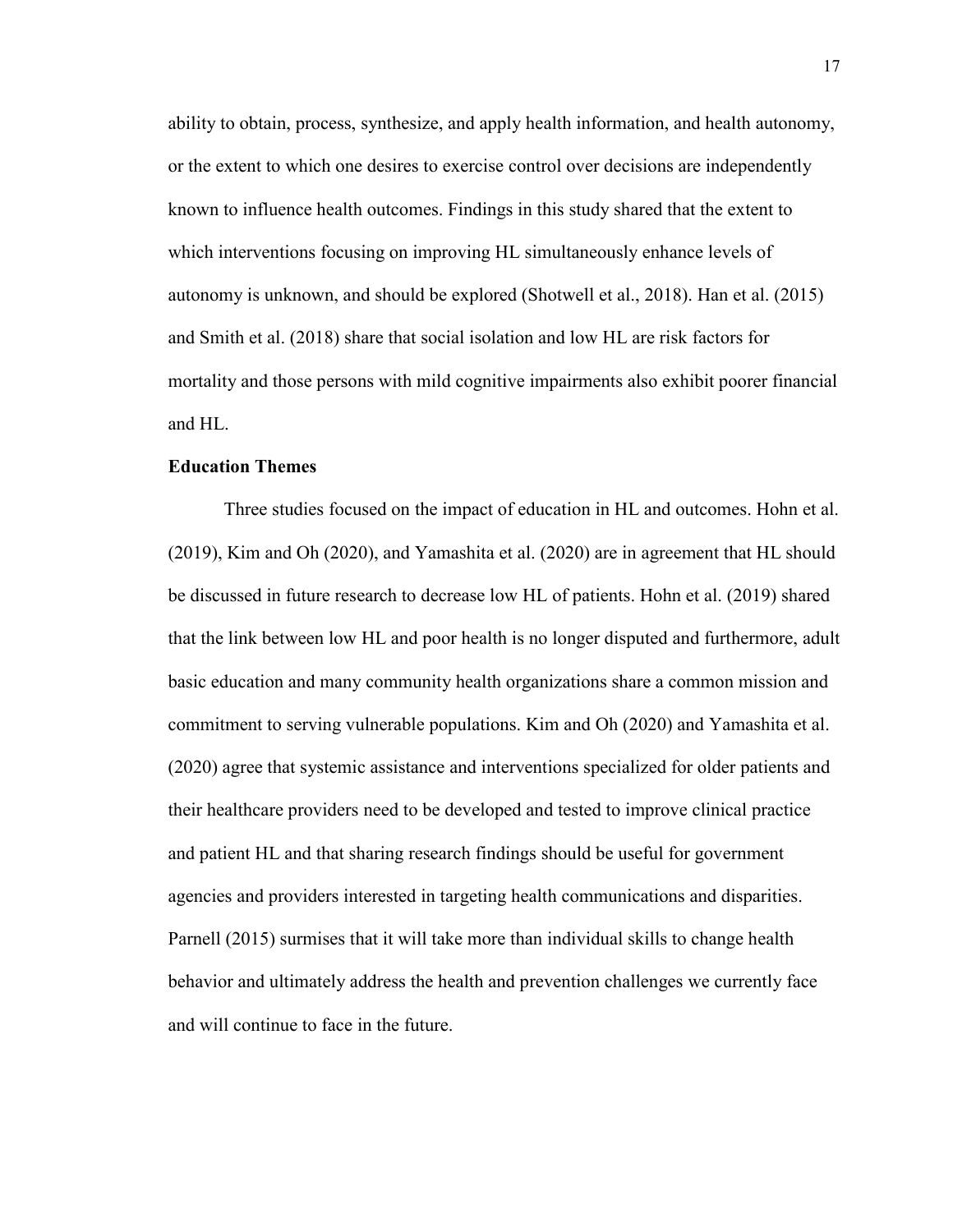ability to obtain, process, synthesize, and apply health information, and health autonomy, or the extent to which one desires to exercise control over decisions are independently known to influence health outcomes. Findings in this study shared that the extent to which interventions focusing on improving HL simultaneously enhance levels of autonomy is unknown, and should be explored (Shotwell et al., 2018). Han et al. (2015) and Smith et al. (2018) share that social isolation and low HL are risk factors for mortality and those persons with mild cognitive impairments also exhibit poorer financial and HL.

**Education Themes**

Three studies focused on the impact of education in HL and outcomes. Hohn et al. (2019), Kim and Oh (2020), and Yamashita et al. (2020) are in agreement that HL should be discussed in future research to decrease low HL of patients. Hohn et al. (2019) shared that the link between low HL and poor health is no longer disputed and furthermore, adult basic education and many community health organizations share a common mission and commitment to serving vulnerable populations. Kim and Oh (2020) and Yamashita et al. (2020) agree that systemic assistance and interventions specialized for older patients and their healthcare providers need to be developed and tested to improve clinical practice and patient HL and that sharing research findings should be useful for government agencies and providers interested in targeting health communications and disparities. Parnell (2015) surmises that it will take more than individual skills to change health behavior and ultimately address the health and prevention challenges we currently face and will continue to face in the future.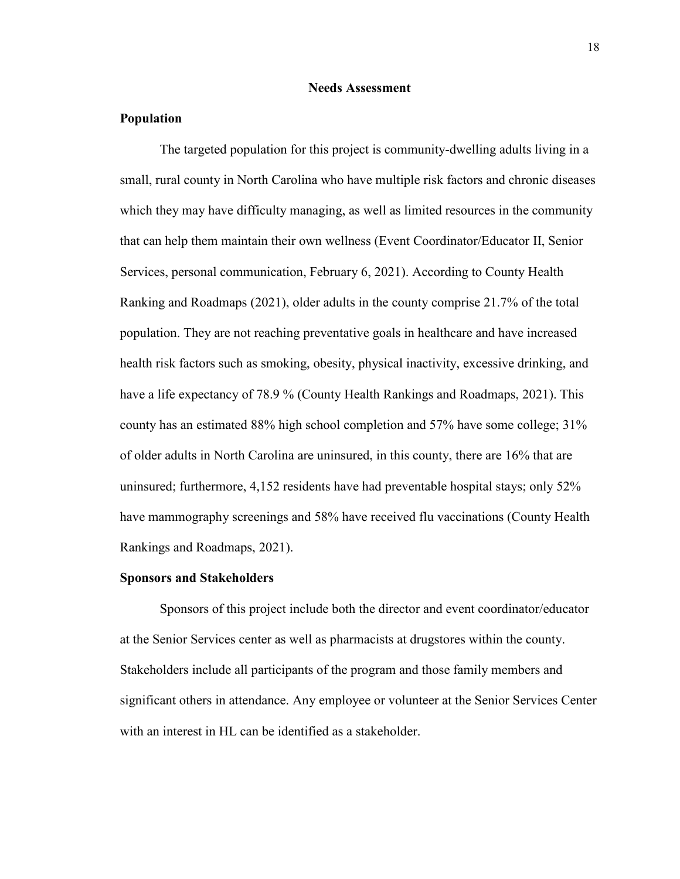## Needs Assessment

### Population

The targeted population for this project is community-dwelling adults living in a small, rural county in North Carolina who have multiple risk factors and chronic diseases which they may have difficulty managing, as well as limited resources in the community that can help them maintain their own wellness (Event Coordinator/Educator II, Senior Services, personal communication, February 6, 2021). According to County Health Ranking and Roadmaps (2021), older adults in the county comprise 21.7% of the total population. They are not reaching preventative goals in healthcare and have increased health risk factors such as smoking, obesity, physical inactivity, excessive drinking, and have a life expectancy of 78.9 % (County Health Rankings and Roadmaps, 2021). This county has an estimated 88% high school completion and 57% have some college; 31% of older adults in North Carolina are uninsured, in this county, there are 16% that are uninsured; furthermore, 4,152 residents have had preventable hospital stays; only 52% have mammography screenings and 58% have received flu vaccinations (County Health Rankings and Roadmaps, 2021).

### Sponsors and Stakeholders

Sponsors of this project include both the director and event coordinator/educator at the Senior Services center as well as pharmacists at drugstores within the county. Stakeholders include all participants of the program and those family members and significant others in attendance. Any employee or volunteer at the Senior Services Center with an interest in HL can be identified as a stakeholder.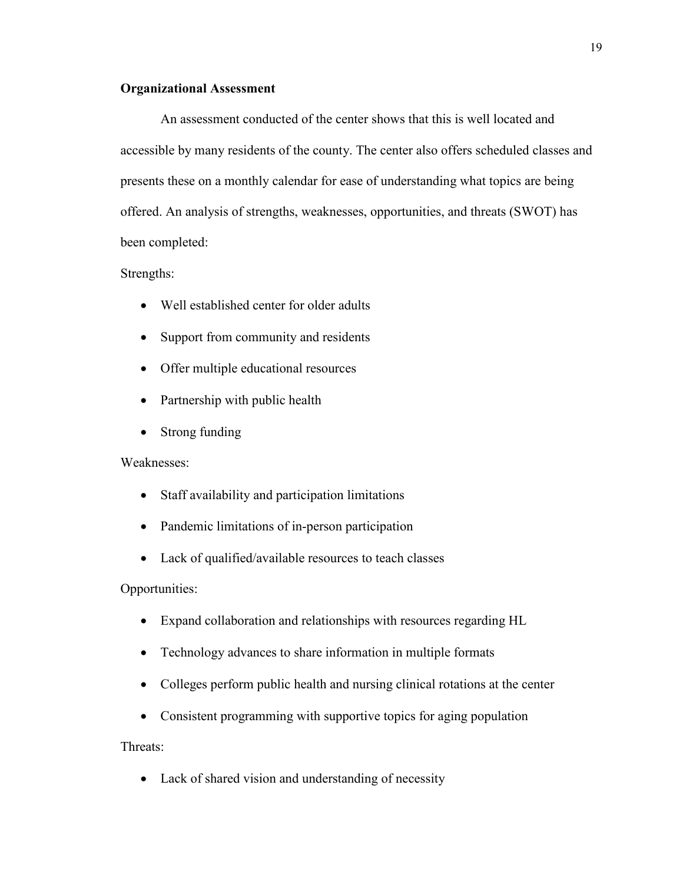**Organizational Assessment**

An assessment conducted of the center shows that this is well located and accessible by many residents of the county. The center also offers scheduled classes and presents these on a monthly calendar for ease of understanding what topics are being offered. An analysis of strengths, weaknesses, opportunities, and threats (SWOT) has been completed:

Strengths:

- Well established center for older adults
- Support from community and residents
- Offer multiple educational resources
- Partnership with public health
- Strong funding

Weaknesses:

- Staff availability and participation limitations
- Pandemic limitations of in-person participation
- Lack of qualified/available resources to teach classes

Opportunities:

- Expand collaboration and relationships with resources regarding HL
- Technology advances to share information in multiple formats
- Colleges perform public health and nursing clinical rotations at the center
- Consistent programming with supportive topics for aging population

Threats:

- Lack of shared vision and understanding of necessity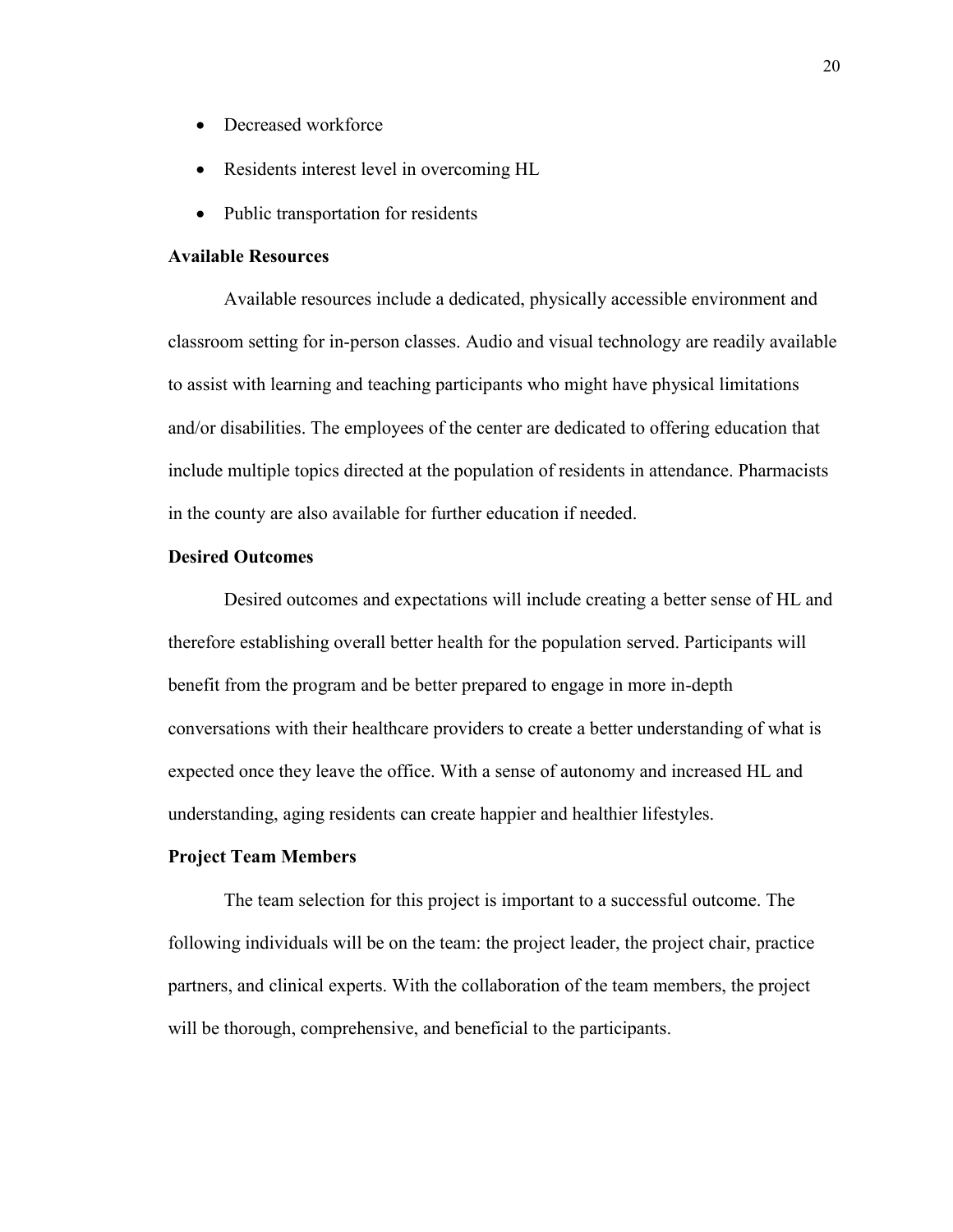- Decreased workforce
- Residents interest level in overcoming HL
- Public transportation for residents

### Available Resources

Available resources include a dedicated, physically accessible environment and classroom setting for in-person classes. Audio and visual technology are readily available to assist with learning and teaching participants who might have physical limitations and/or disabilities. The employees of the center are dedicated to offering education that include multiple topics directed at the population of residents in attendance. Pharmacists in the county are also available for further education if needed.

### Desired Outcomes

Desired outcomes and expectations will include creating a better sense of HL and therefore establishing overall better health for the population served. Participants will benefit from the program and be better prepared to engage in more in-depth conversations with their healthcare providers to create a better understanding of what is expected once they leave the office. With a sense of autonomy and increased HL and understanding, aging residents can create happier and healthier lifestyles.

### Project Team Members

The team selection for this project is important to a successful outcome. The following individuals will be on the team: the project leader, the project chair, practice partners, and clinical experts. With the collaboration of the team members, the project will be thorough, comprehensive, and beneficial to the participants.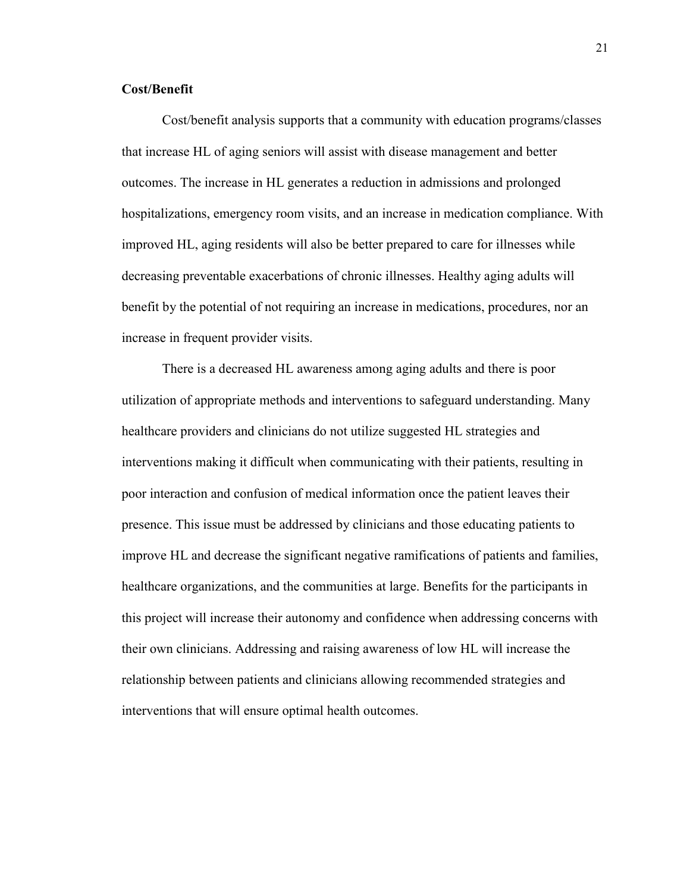**Cost/Benefit**

Cost/benefit analysis supports that a community with education programs/classes that increase HL of aging seniors will assist with disease management and better outcomes. The increase in HL generates a reduction in admissions and prolonged hospitalizations, emergency room visits, and an increase in medication compliance. With improved HL, aging residents will also be better prepared to care for illnesses while decreasing preventable exacerbations of chronic illnesses. Healthy aging adults will benefit by the potential of not requiring an increase in medications, procedures, nor an increase in frequent provider visits.

There is a decreased HL awareness among aging adults and there is poor utilization of appropriate methods and interventions to safeguard understanding. Many healthcare providers and clinicians do not utilize suggested HL strategies and interventions making it difficult when communicating with their patients, resulting in poor interaction and confusion of medical information once the patient leaves their presence. This issue must be addressed by clinicians and those educating patients to improve HL and decrease the significant negative ramifications of patients and families, healthcare organizations, and the communities at large. Benefits for the participants in this project will increase their autonomy and confidence when addressing concerns with their own clinicians. Addressing and raising awareness of low HL will increase the relationship between patients and clinicians allowing recommended strategies and interventions that will ensure optimal health outcomes.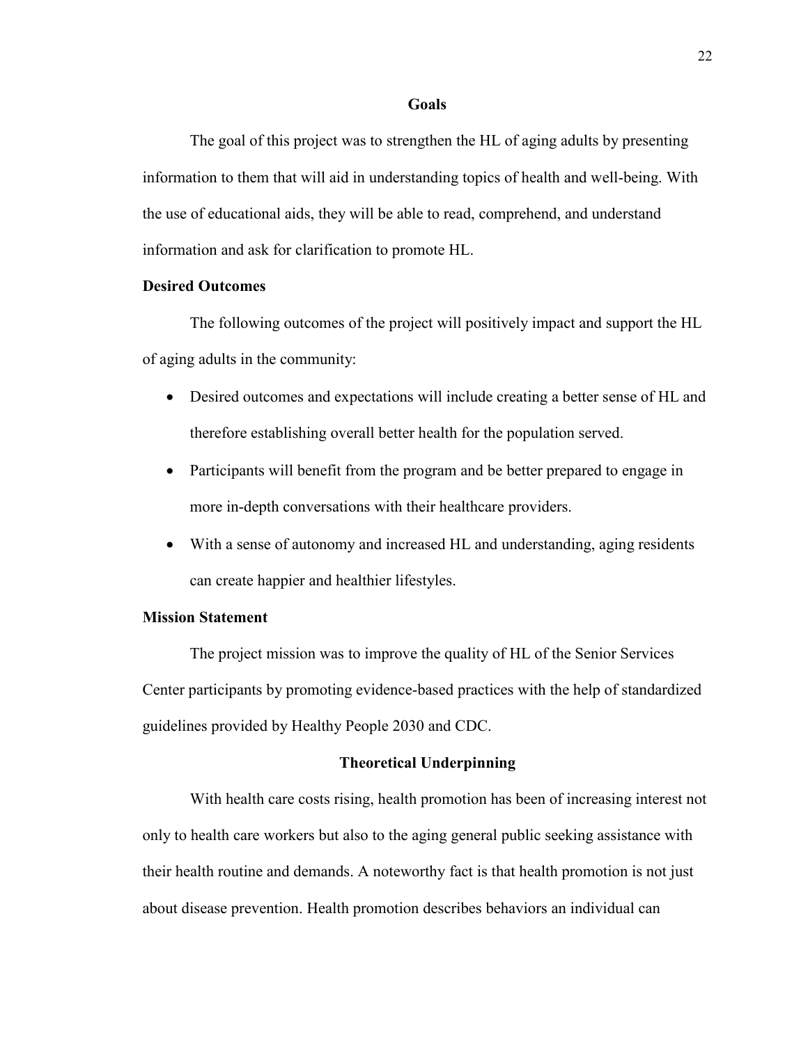## Goals

The goal of this project was to strengthen the HL of aging adults by presenting information to them that will aid in understanding topics of health and well-being. With the use of educational aids, they will be able to read, comprehend, and understand information and ask for clarification to promote HL.

### Desired Outcomes

The following outcomes of the project will positively impact and support the HL of aging adults in the community:

- Desired outcomes and expectations will include creating a better sense of HL and therefore establishing overall better health for the population served.
- Participants will benefit from the program and be better prepared to engage in more in-depth conversations with their healthcare providers.
- With a sense of autonomy and increased HL and understanding, aging residents can create happier and healthier lifestyles.

### Mission Statement

The project mission was to improve the quality of HL of the Senior Services Center participants by promoting evidence-based practices with the help of standardized guidelines provided by Healthy People 2030 and CDC.

## Theoretical Underpinning

With health care costs rising, health promotion has been of increasing interest not only to health care workers but also to the aging general public seeking assistance with their health routine and demands. A noteworthy fact is that health promotion is not just about disease prevention. Health promotion describes behaviors an individual can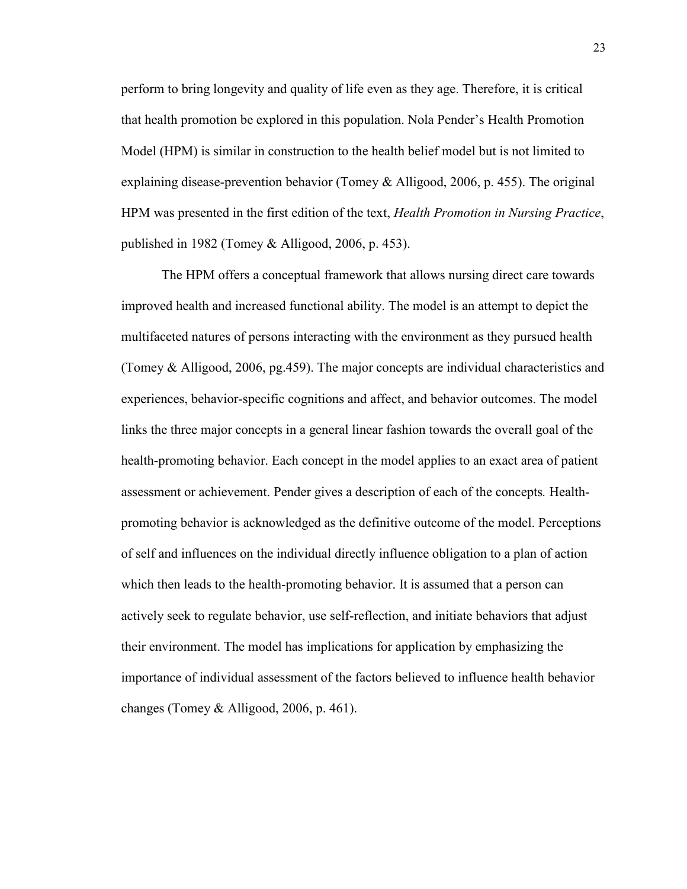perform to bring longevity and quality of life even as they age. Therefore, it is critical that health promotion be explored in this population. Nola Pender's Health Promotion Model (HPM) is similar in construction to the health belief model but is not limited to explaining disease-prevention behavior (Tomey & Alligood, 2006, p. 455). The original HPM was presented in the first edition of the text, *Health Promotion in Nursing Practice*, published in 1982 (Tomey & Alligood, 2006, p. 453).

The HPM offers a conceptual framework that allows nursing direct care towards improved health and increased functional ability. The model is an attempt to depict the multifaceted natures of persons interacting with the environment as they pursued health (Tomey & Alligood, 2006, pg.459). The major concepts are individual characteristics and experiences, behavior-specific cognitions and affect, and behavior outcomes. The model links the three major concepts in a general linear fashion towards the overall goal of the health-promoting behavior. Each concept in the model applies to an exact area of patient assessment or achievement. Pender gives a description of each of the concepts. Health-promoting behavior is acknowledged as the definitive outcome of the model. Perceptions of self and influences on the individual directly influence obligation to a plan of action which then leads to the health-promoting behavior. It is assumed that a person can actively seek to regulate behavior, use self-reflection, and initiate behaviors that adjust their environment. The model has implications for application by emphasizing the importance of individual assessment of the factors believed to influence health behavior changes (Tomey & Alligood, 2006, p. 461).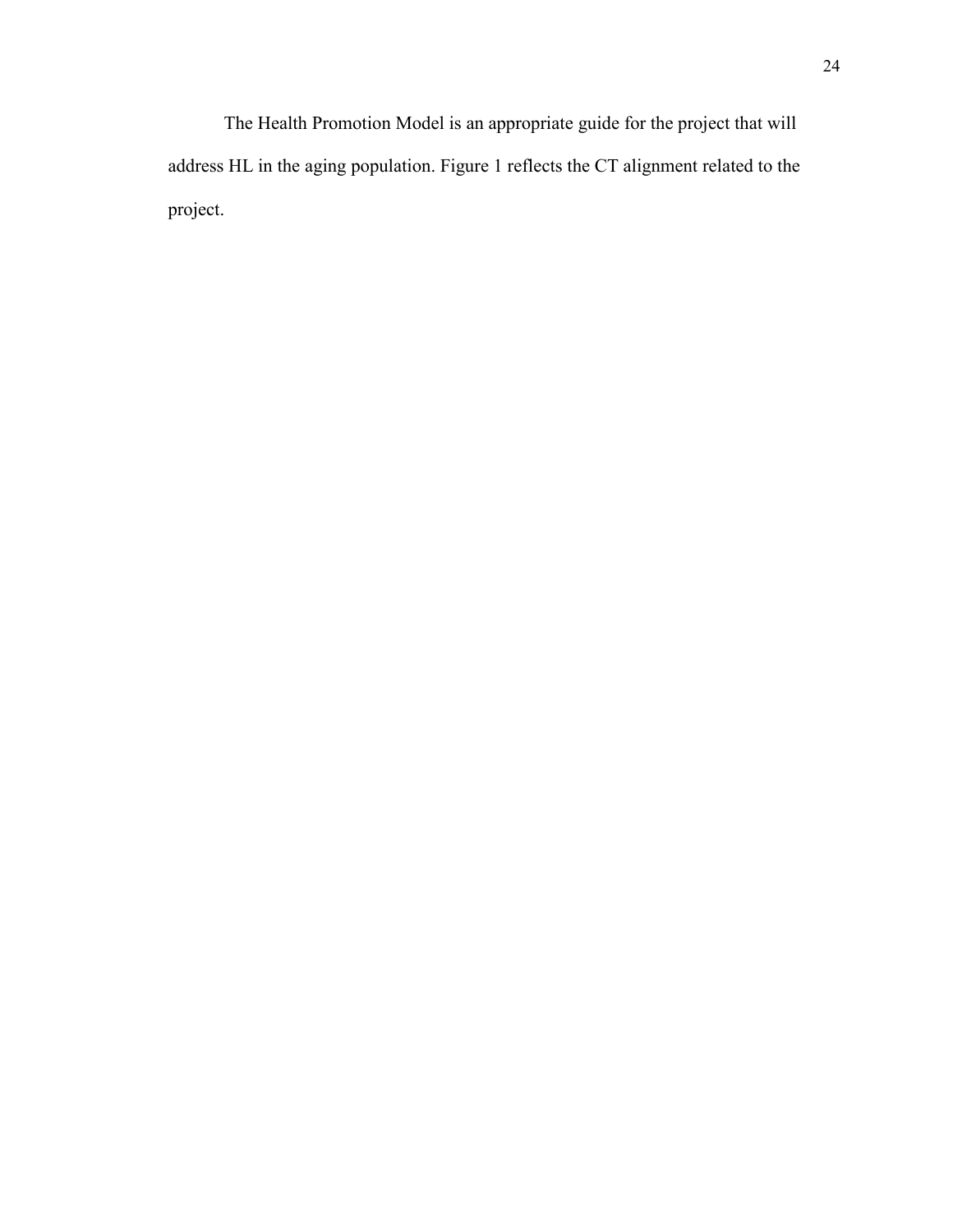The Health Promotion Model is an appropriate guide for the project that will address HL in the aging population. Figure 1 reflects the CT alignment related to the project.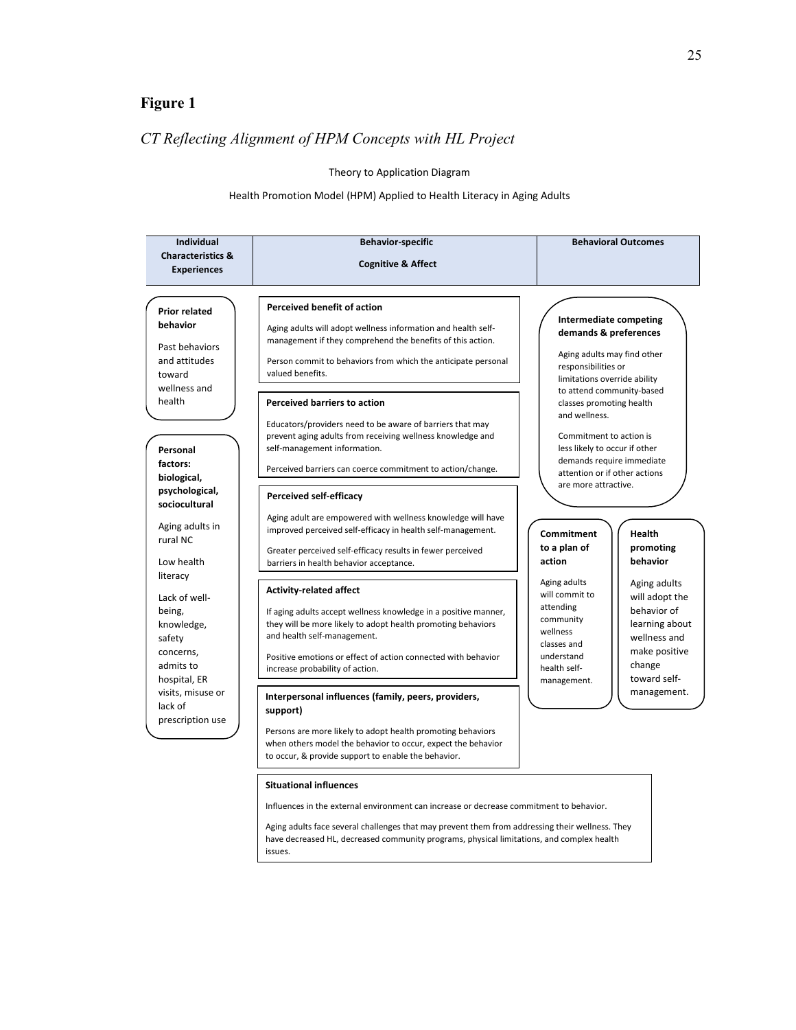# Figure 1

*CT Reflecting Alignment of HPM Concepts with HL Project*

Theory to Application Diagram

Health Promotion Model (HPM) Applied to Health Literacy in Aging Adults

| Individual Characteristics & Experiences | Behavior-specific Cognitive & Affect | Behavioral Outcomes |
|---|---|---|

**Individual Characteristics & Experiences**

**Prior related behavior**

Past behaviors and attitudes toward wellness and health

**Personal factors: biological, psychological, sociocultural**

Aging adults in rural NC

Low health literacy

Lack of well-being, knowledge, safety concerns, admits to hospital, ER visits, misuse or lack of prescription use

**Behavior-specific Cognitive & Affect**

**Perceived benefit of action**

Aging adults will adopt wellness information and health self-management if they comprehend the benefits of this action.

Person commit to behaviors from which the anticipate personal valued benefits.

**Perceived barriers to action**

Educators/providers need to be aware of barriers that may prevent aging adults from receiving wellness knowledge and self-management information.

Perceived barriers can coerce commitment to action/change.

**Perceived self-efficacy**

Aging adult are empowered with wellness knowledge will have improved perceived self-efficacy in health self-management.

Greater perceived self-efficacy results in fewer perceived barriers in health behavior acceptance.

**Activity-related affect**

If aging adults accept wellness knowledge in a positive manner, they will be more likely to adopt health promoting behaviors and health self-management.

Positive emotions or effect of action connected with behavior increase probability of action.

**Interpersonal influences (family, peers, providers, support)**

Persons are more likely to adopt health promoting behaviors when others model the behavior to occur, expect the behavior to occur, & provide support to enable the behavior.

**Situational influences**

Influences in the external environment can increase or decrease commitment to behavior.

Aging adults face several challenges that may prevent them from addressing their wellness. They have decreased HL, decreased community programs, physical limitations, and complex health issues.

**Behavioral Outcomes**

**Intermediate competing demands & preferences**

Aging adults may find other responsibilities or limitations override ability to attend community-based classes promoting health and wellness.

Commitment to action is less likely to occur if other demands require immediate attention or if other actions are more attractive.

**Commitment to a plan of action**

Aging adults will commit to attending community wellness classes and understand health self-management.

**Health promoting behavior**

Aging adults will adopt the behavior of learning about wellness and make positive change toward self-management.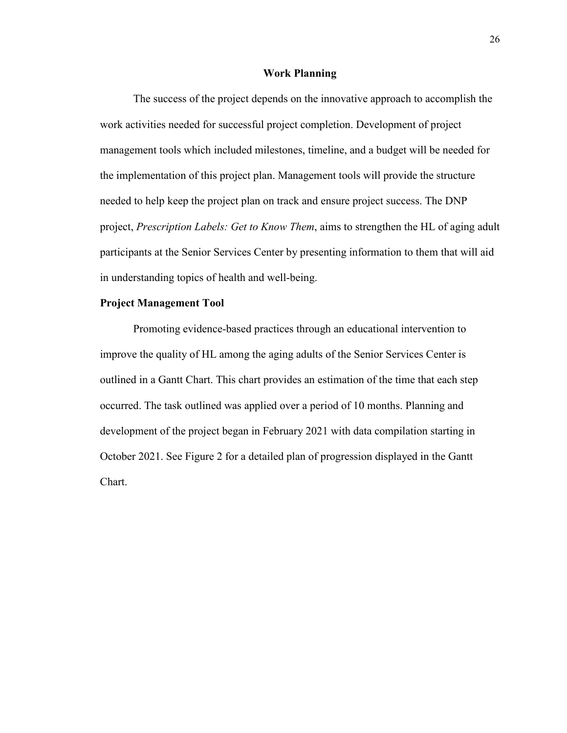# Work Planning

The success of the project depends on the innovative approach to accomplish the work activities needed for successful project completion. Development of project management tools which included milestones, timeline, and a budget will be needed for the implementation of this project plan. Management tools will provide the structure needed to help keep the project plan on track and ensure project success. The DNP project, *Prescription Labels: Get to Know Them*, aims to strengthen the HL of aging adult participants at the Senior Services Center by presenting information to them that will aid in understanding topics of health and well-being.

## Project Management Tool

Promoting evidence-based practices through an educational intervention to improve the quality of HL among the aging adults of the Senior Services Center is outlined in a Gantt Chart. This chart provides an estimation of the time that each step occurred. The task outlined was applied over a period of 10 months. Planning and development of the project began in February 2021 with data compilation starting in October 2021. See Figure 2 for a detailed plan of progression displayed in the Gantt Chart.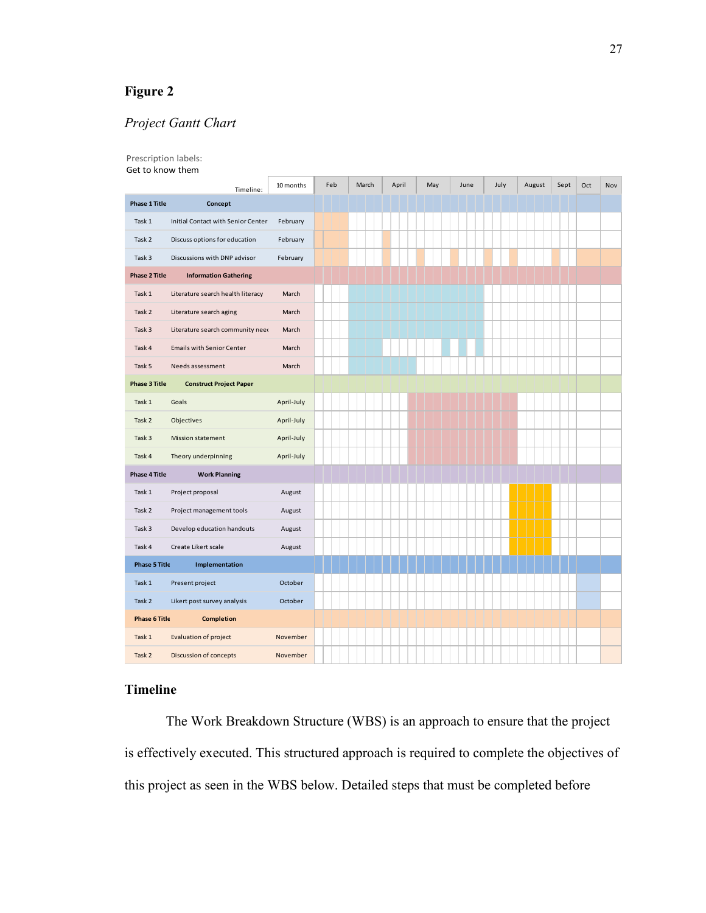**Figure 2**

*Project Gantt Chart*

Prescription labels:
Get to know them

| | Timeline: | 10 months | Feb | March | April | May | June | July | August | Sept | Oct | Nov |
|---|---|---|---|---|---|---|---|---|---|---|---|---|
| **Phase 1 Title** | **Concept** | | | | | | | | | | | |
| Task 1 | Initial Contact with Senior Center | February | | | | | | | | | | |
| Task 2 | Discuss options for education | February | | | | | | | | | | |
| Task 3 | Discussions with DNP advisor | February | | | | | | | | | | |
| **Phase 2 Title** | **Information Gathering** | | | | | | | | | | | |
| Task 1 | Literature search health literacy | March | | | | | | | | | | |
| Task 2 | Literature search aging | March | | | | | | | | | | |
| Task 3 | Literature search community neec | March | | | | | | | | | | |
| Task 4 | Emails with Senior Center | March | | | | | | | | | | |
| Task 5 | Needs assessment | March | | | | | | | | | | |
| **Phase 3 Title** | **Construct Project Paper** | | | | | | | | | | | |
| Task 1 | Goals | April-July | | | | | | | | | | |
| Task 2 | Objectives | April-July | | | | | | | | | | |
| Task 3 | Mission statement | April-July | | | | | | | | | | |
| Task 4 | Theory underpinning | April-July | | | | | | | | | | |
| **Phase 4 Title** | **Work Planning** | | | | | | | | | | | |
| Task 1 | Project proposal | August | | | | | | | | | | |
| Task 2 | Project management tools | August | | | | | | | | | | |
| Task 3 | Develop education handouts | August | | | | | | | | | | |
| Task 4 | Create Likert scale | August | | | | | | | | | | |
| **Phase 5 Title** | **Implementation** | | | | | | | | | | | |
| Task 1 | Present project | October | | | | | | | | | | |
| Task 2 | Likert post survey analysis | October | | | | | | | | | | |
| **Phase 6 Title** | **Completion** | | | | | | | | | | | |
| Task 1 | Evaluation of project | November | | | | | | | | | | |
| Task 2 | Discussion of concepts | November | | | | | | | | | | |

## Timeline

The Work Breakdown Structure (WBS) is an approach to ensure that the project is effectively executed. This structured approach is required to complete the objectives of this project as seen in the WBS below. Detailed steps that must be completed before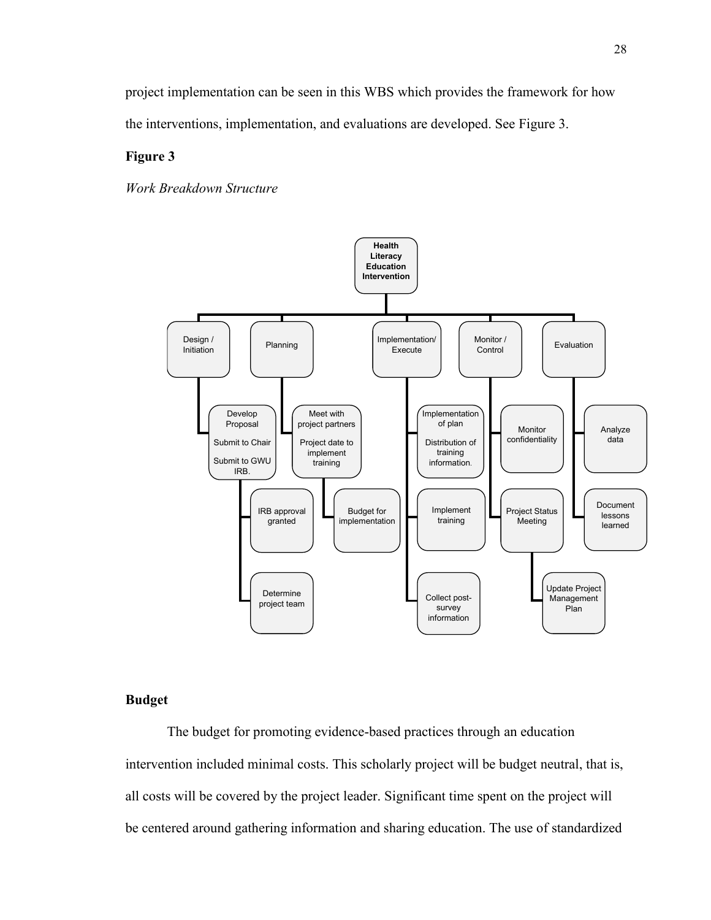project implementation can be seen in this WBS which provides the framework for how the interventions, implementation, and evaluations are developed. See Figure 3.

**Figure 3**

*Work Breakdown Structure*

- **Health Literacy Education Intervention**
  - Design / Initiation
    - Develop Proposal
      Submit to Chair
      Submit to GWU IRB.
      - IRB approval granted
      - Determine project team
  - Planning
    - Meet with project partners
      Project date to implement training
      - Budget for implementation
  - Implementation/ Execute
    - Implementation of plan
      Distribution of training information.
    - Implement training
    - Collect post-survey information
  - Monitor / Control
    - Monitor confidentiality
    - Project Status Meeting
      - Update Project Management Plan
  - Evaluation
    - Analyze data
    - Document lessons learned

## Budget

The budget for promoting evidence-based practices through an education intervention included minimal costs. This scholarly project will be budget neutral, that is, all costs will be covered by the project leader. Significant time spent on the project will be centered around gathering information and sharing education. The use of standardized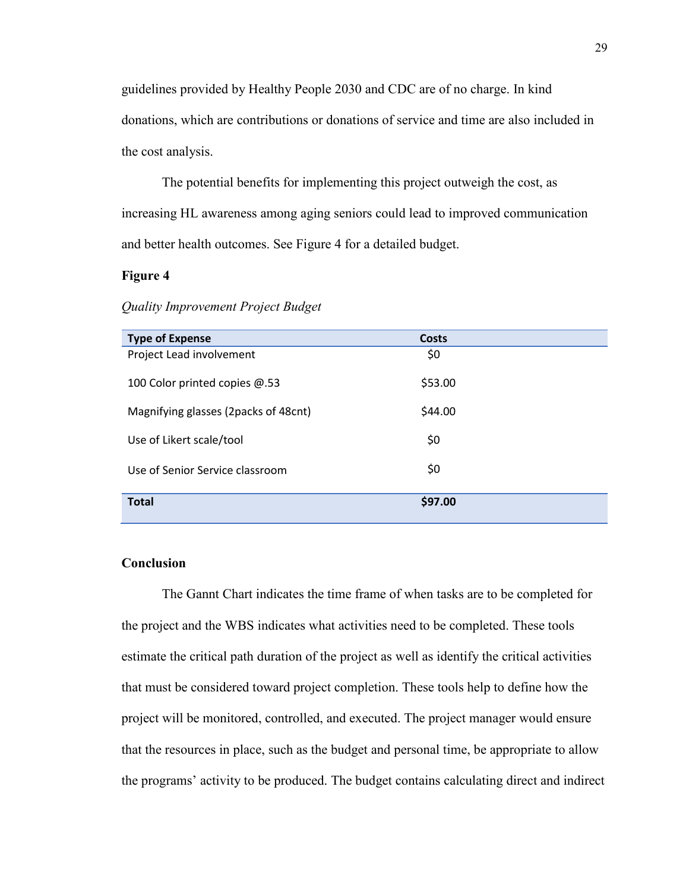guidelines provided by Healthy People 2030 and CDC are of no charge. In kind donations, which are contributions or donations of service and time are also included in the cost analysis.

The potential benefits for implementing this project outweigh the cost, as increasing HL awareness among aging seniors could lead to improved communication and better health outcomes. See Figure 4 for a detailed budget.

**Figure 4**

*Quality Improvement Project Budget*

| Type of Expense | Costs |
|---|---|
| Project Lead involvement | $0 |
| 100 Color printed copies @.53 | $53.00 |
| Magnifying glasses (2packs of 48cnt) | $44.00 |
| Use of Likert scale/tool | $0 |
| Use of Senior Service classroom | $0 |
| **Total** | **$97.00** |

## Conclusion

The Gannt Chart indicates the time frame of when tasks are to be completed for the project and the WBS indicates what activities need to be completed. These tools estimate the critical path duration of the project as well as identify the critical activities that must be considered toward project completion. These tools help to define how the project will be monitored, controlled, and executed. The project manager would ensure that the resources in place, such as the budget and personal time, be appropriate to allow the programs' activity to be produced. The budget contains calculating direct and indirect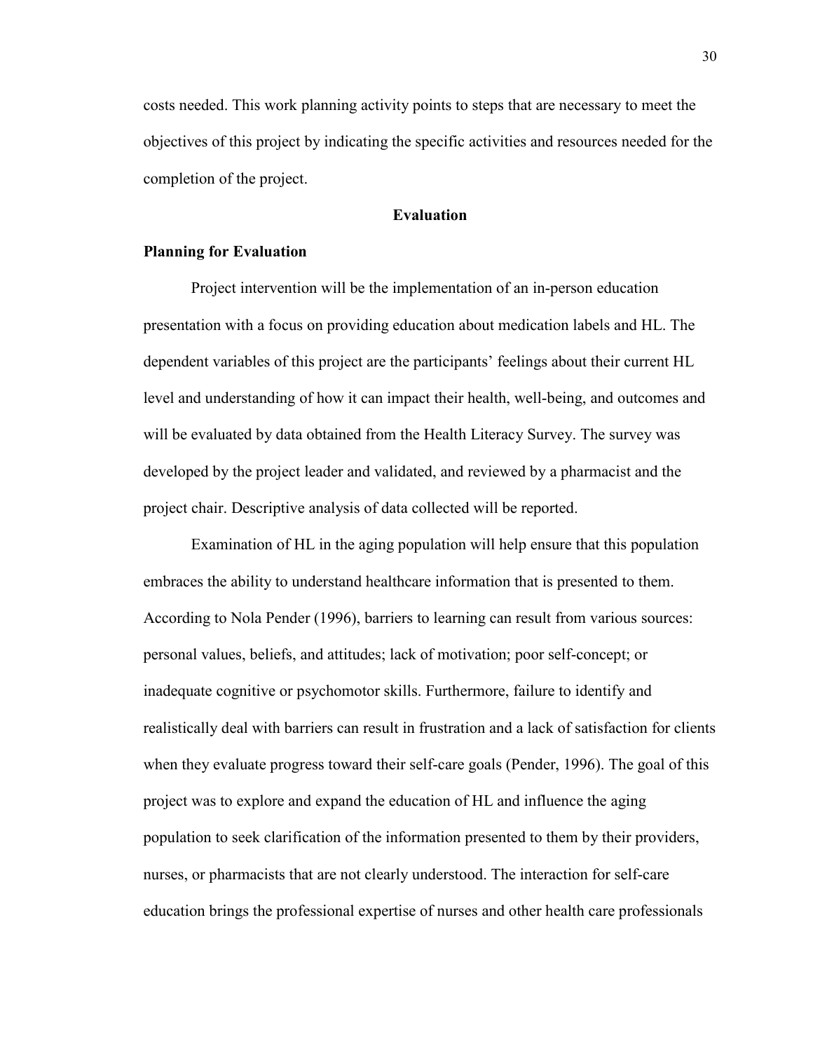costs needed. This work planning activity points to steps that are necessary to meet the objectives of this project by indicating the specific activities and resources needed for the completion of the project.

## Evaluation

### Planning for Evaluation

Project intervention will be the implementation of an in-person education presentation with a focus on providing education about medication labels and HL. The dependent variables of this project are the participants' feelings about their current HL level and understanding of how it can impact their health, well-being, and outcomes and will be evaluated by data obtained from the Health Literacy Survey. The survey was developed by the project leader and validated, and reviewed by a pharmacist and the project chair. Descriptive analysis of data collected will be reported.

Examination of HL in the aging population will help ensure that this population embraces the ability to understand healthcare information that is presented to them. According to Nola Pender (1996), barriers to learning can result from various sources: personal values, beliefs, and attitudes; lack of motivation; poor self-concept; or inadequate cognitive or psychomotor skills. Furthermore, failure to identify and realistically deal with barriers can result in frustration and a lack of satisfaction for clients when they evaluate progress toward their self-care goals (Pender, 1996). The goal of this project was to explore and expand the education of HL and influence the aging population to seek clarification of the information presented to them by their providers, nurses, or pharmacists that are not clearly understood. The interaction for self-care education brings the professional expertise of nurses and other health care professionals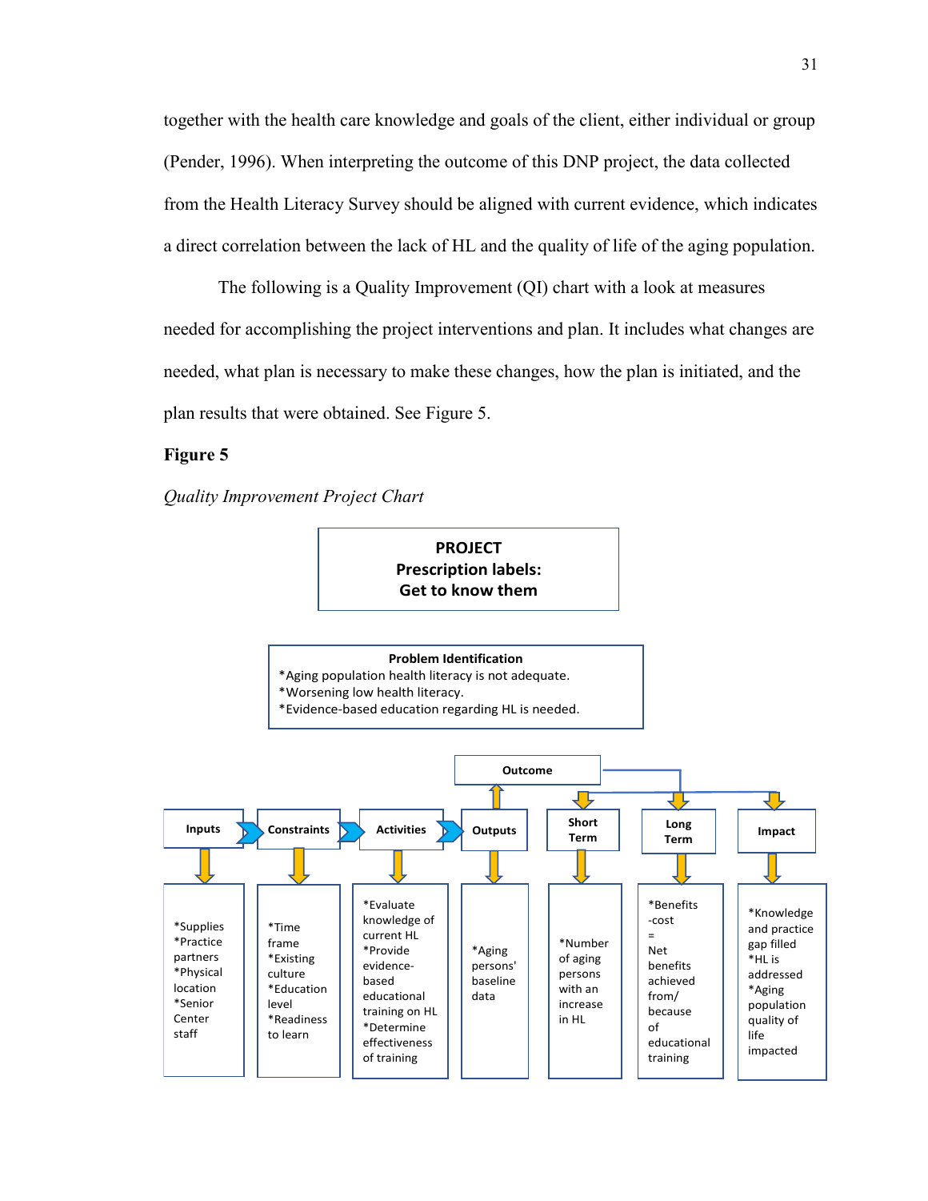together with the health care knowledge and goals of the client, either individual or group (Pender, 1996). When interpreting the outcome of this DNP project, the data collected from the Health Literacy Survey should be aligned with current evidence, which indicates a direct correlation between the lack of HL and the quality of life of the aging population.

The following is a Quality Improvement (QI) chart with a look at measures needed for accomplishing the project interventions and plan. It includes what changes are needed, what plan is necessary to make these changes, how the plan is initiated, and the plan results that were obtained. See Figure 5.

**Figure 5**

*Quality Improvement Project Chart*

**PROJECT**
**Prescription labels:**
**Get to know them**

**Problem Identification**
*Aging population health literacy is not adequate.
*Worsening low health literacy.
*Evidence-based education regarding HL is needed.

**Outcome**

| Inputs | Constraints | Activities | Outputs | Short Term | Long Term | Impact |
|---|---|---|---|---|---|---|
| *Supplies *Practice partners *Physical location *Senior Center staff | *Time frame *Existing culture *Education level *Readiness to learn | *Evaluate knowledge of current HL *Provide evidence-based educational training on HL *Determine effectiveness of training | *Aging persons' baseline data | *Number of aging persons with an increase in HL | *Benefits -cost = Net benefits achieved from/ because of educational training | *Knowledge and practice gap filled *HL is addressed *Aging population quality of life impacted |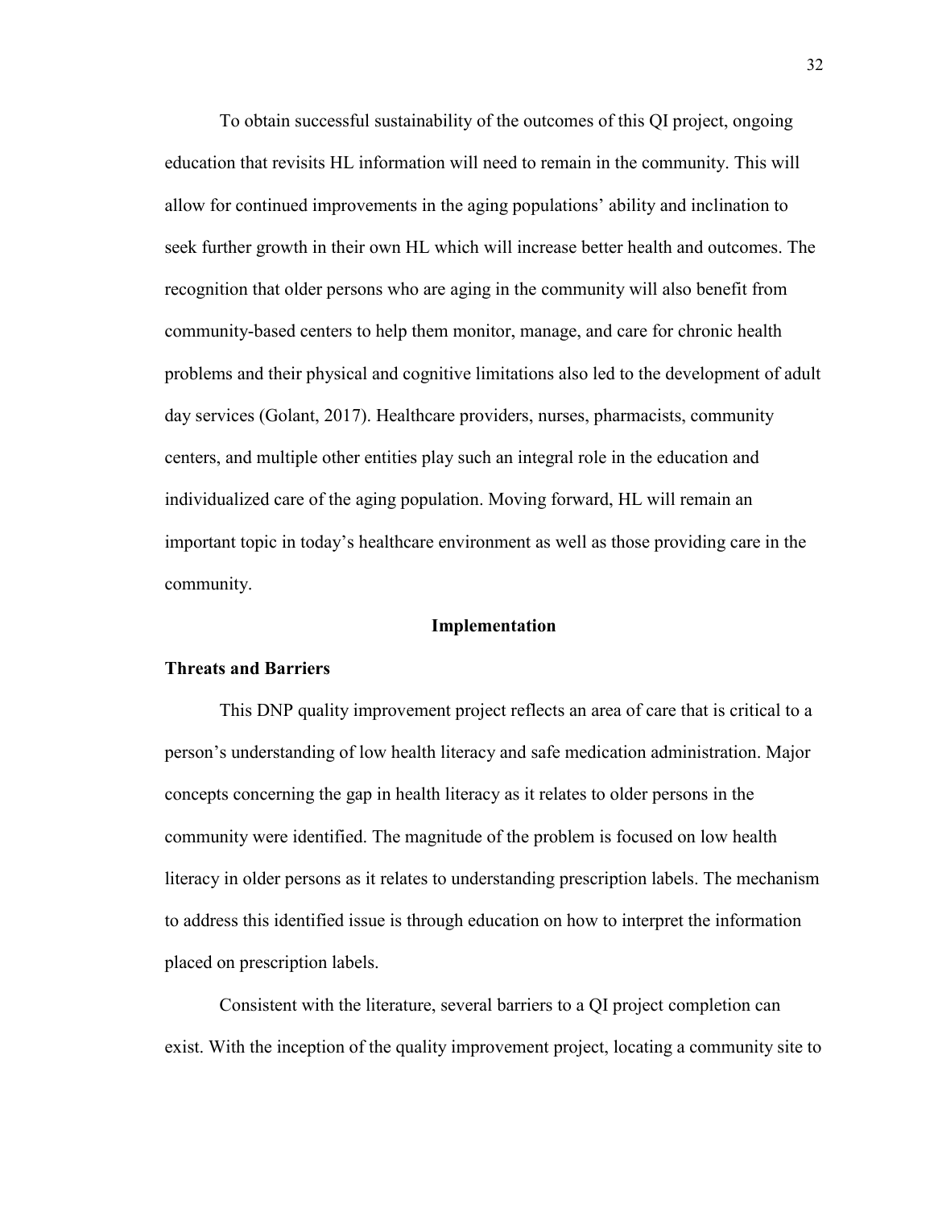To obtain successful sustainability of the outcomes of this QI project, ongoing education that revisits HL information will need to remain in the community. This will allow for continued improvements in the aging populations' ability and inclination to seek further growth in their own HL which will increase better health and outcomes. The recognition that older persons who are aging in the community will also benefit from community-based centers to help them monitor, manage, and care for chronic health problems and their physical and cognitive limitations also led to the development of adult day services (Golant, 2017). Healthcare providers, nurses, pharmacists, community centers, and multiple other entities play such an integral role in the education and individualized care of the aging population. Moving forward, HL will remain an important topic in today's healthcare environment as well as those providing care in the community.

## Implementation

### Threats and Barriers

This DNP quality improvement project reflects an area of care that is critical to a person's understanding of low health literacy and safe medication administration. Major concepts concerning the gap in health literacy as it relates to older persons in the community were identified. The magnitude of the problem is focused on low health literacy in older persons as it relates to understanding prescription labels. The mechanism to address this identified issue is through education on how to interpret the information placed on prescription labels.

Consistent with the literature, several barriers to a QI project completion can exist. With the inception of the quality improvement project, locating a community site to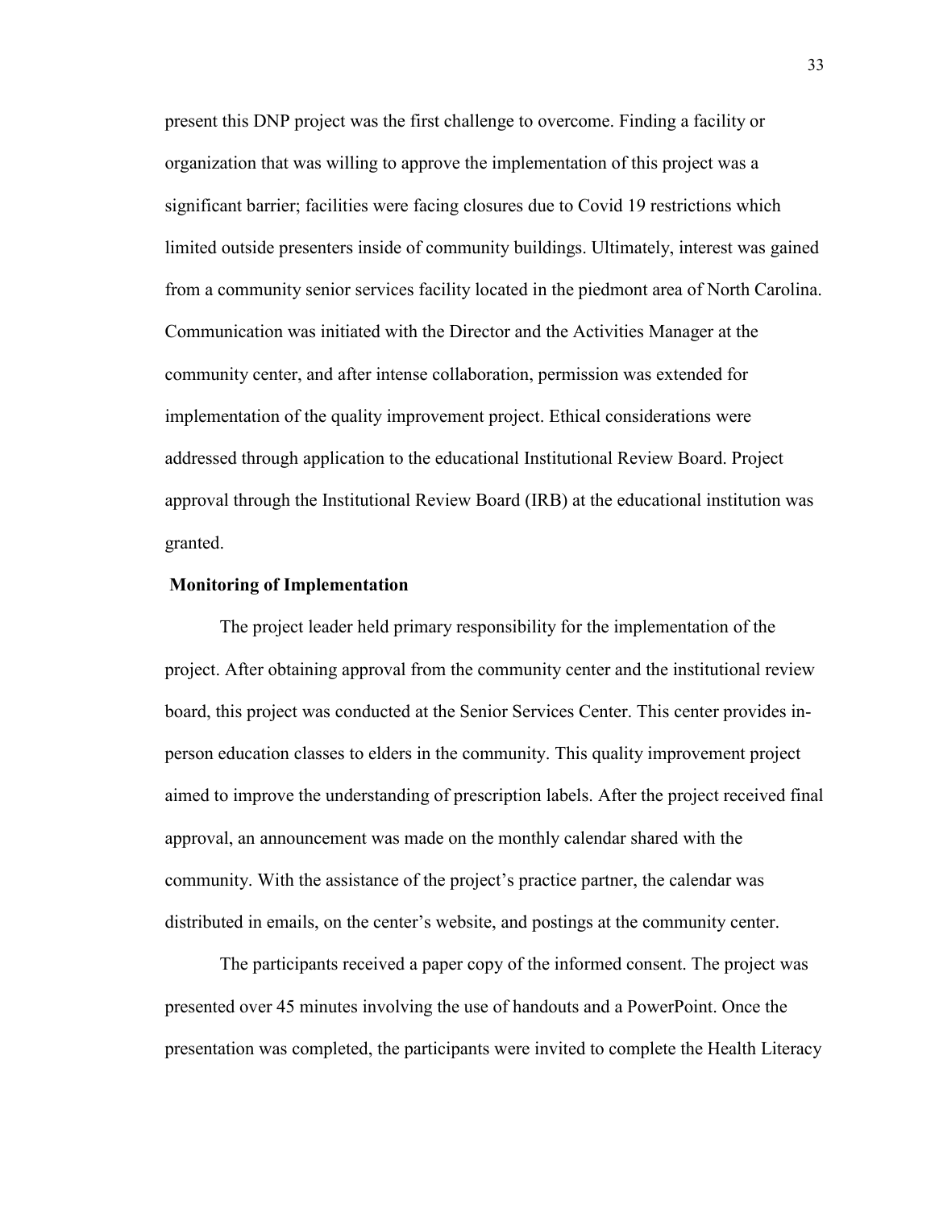present this DNP project was the first challenge to overcome. Finding a facility or organization that was willing to approve the implementation of this project was a significant barrier; facilities were facing closures due to Covid 19 restrictions which limited outside presenters inside of community buildings. Ultimately, interest was gained from a community senior services facility located in the piedmont area of North Carolina. Communication was initiated with the Director and the Activities Manager at the community center, and after intense collaboration, permission was extended for implementation of the quality improvement project. Ethical considerations were addressed through application to the educational Institutional Review Board. Project approval through the Institutional Review Board (IRB) at the educational institution was granted.

**Monitoring of Implementation**

The project leader held primary responsibility for the implementation of the project. After obtaining approval from the community center and the institutional review board, this project was conducted at the Senior Services Center. This center provides in-person education classes to elders in the community. This quality improvement project aimed to improve the understanding of prescription labels. After the project received final approval, an announcement was made on the monthly calendar shared with the community. With the assistance of the project's practice partner, the calendar was distributed in emails, on the center's website, and postings at the community center.

The participants received a paper copy of the informed consent. The project was presented over 45 minutes involving the use of handouts and a PowerPoint. Once the presentation was completed, the participants were invited to complete the Health Literacy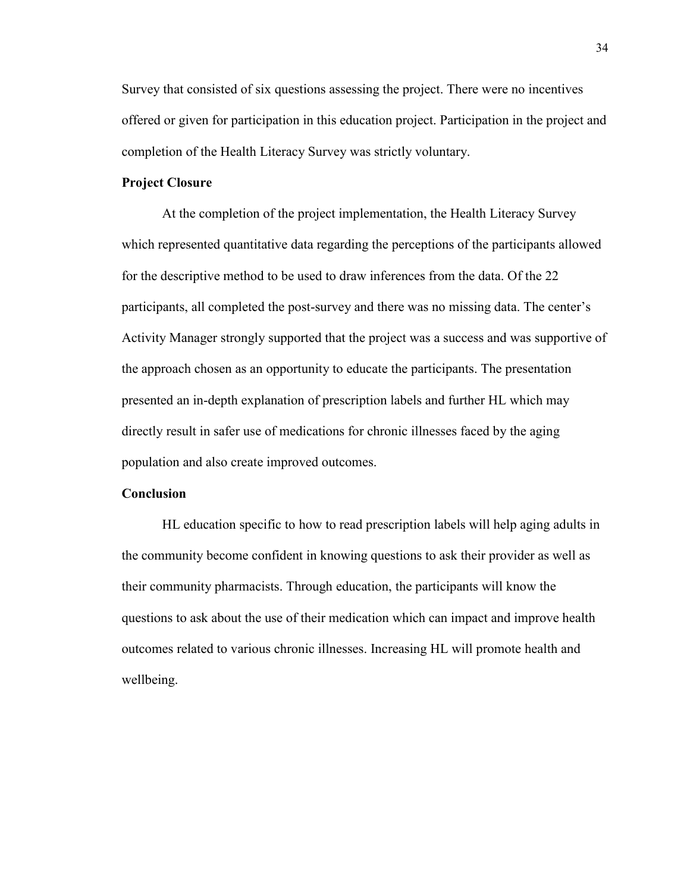Survey that consisted of six questions assessing the project. There were no incentives offered or given for participation in this education project. Participation in the project and completion of the Health Literacy Survey was strictly voluntary.

**Project Closure**

At the completion of the project implementation, the Health Literacy Survey which represented quantitative data regarding the perceptions of the participants allowed for the descriptive method to be used to draw inferences from the data. Of the 22 participants, all completed the post-survey and there was no missing data. The center's Activity Manager strongly supported that the project was a success and was supportive of the approach chosen as an opportunity to educate the participants. The presentation presented an in-depth explanation of prescription labels and further HL which may directly result in safer use of medications for chronic illnesses faced by the aging population and also create improved outcomes.

**Conclusion**

HL education specific to how to read prescription labels will help aging adults in the community become confident in knowing questions to ask their provider as well as their community pharmacists. Through education, the participants will know the questions to ask about the use of their medication which can impact and improve health outcomes related to various chronic illnesses. Increasing HL will promote health and wellbeing.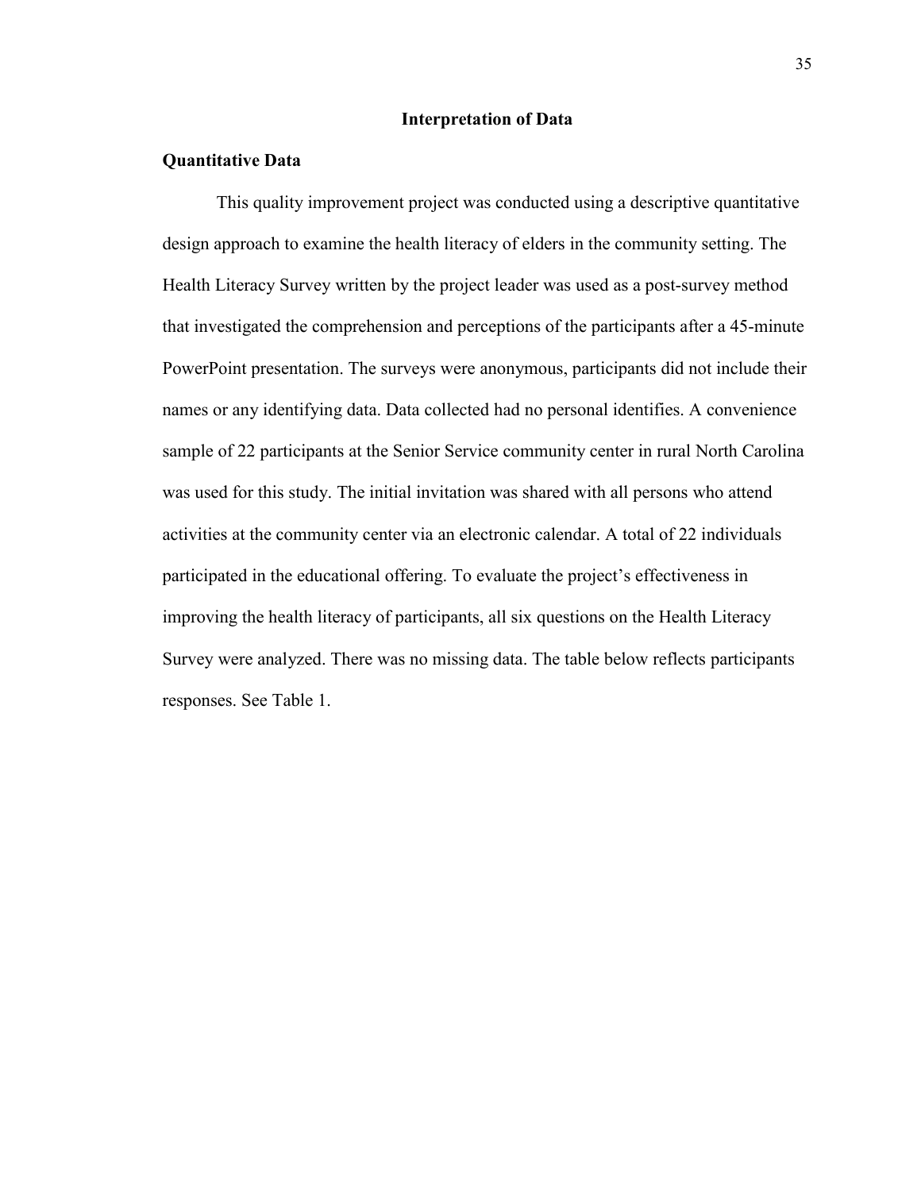## Interpretation of Data

### Quantitative Data

This quality improvement project was conducted using a descriptive quantitative design approach to examine the health literacy of elders in the community setting. The Health Literacy Survey written by the project leader was used as a post-survey method that investigated the comprehension and perceptions of the participants after a 45-minute PowerPoint presentation. The surveys were anonymous, participants did not include their names or any identifying data. Data collected had no personal identifies. A convenience sample of 22 participants at the Senior Service community center in rural North Carolina was used for this study. The initial invitation was shared with all persons who attend activities at the community center via an electronic calendar. A total of 22 individuals participated in the educational offering. To evaluate the project's effectiveness in improving the health literacy of participants, all six questions on the Health Literacy Survey were analyzed. There was no missing data. The table below reflects participants responses. See Table 1.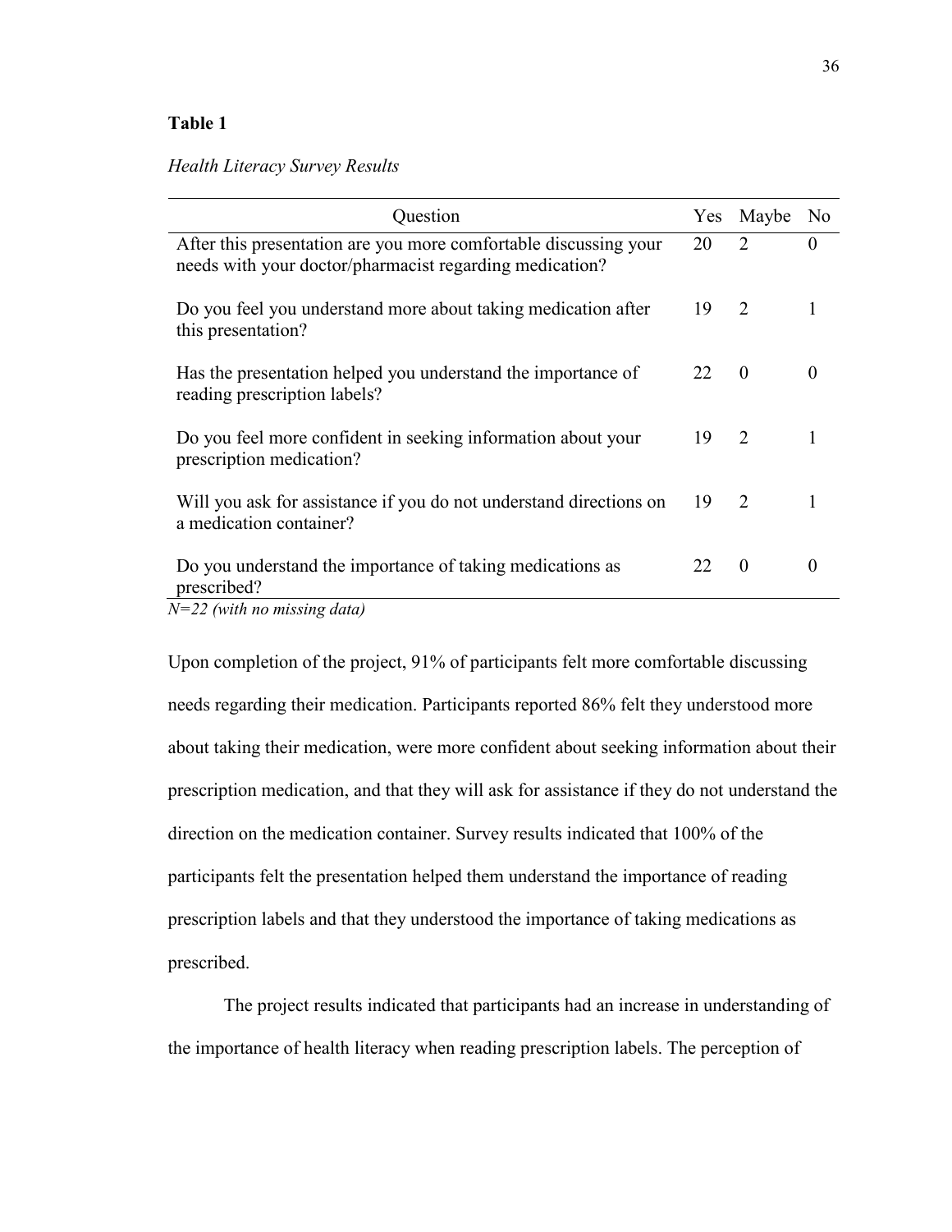**Table 1**

*Health Literacy Survey Results*

| Question | Yes | Maybe | No |
|---|---|---|---|
| After this presentation are you more comfortable discussing your needs with your doctor/pharmacist regarding medication? | 20 | 2 | 0 |
| Do you feel you understand more about taking medication after this presentation? | 19 | 2 | 1 |
| Has the presentation helped you understand the importance of reading prescription labels? | 22 | 0 | 0 |
| Do you feel more confident in seeking information about your prescription medication? | 19 | 2 | 1 |
| Will you ask for assistance if you do not understand directions on a medication container? | 19 | 2 | 1 |
| Do you understand the importance of taking medications as prescribed? | 22 | 0 | 0 |

*N=22 (with no missing data)*

Upon completion of the project, 91% of participants felt more comfortable discussing needs regarding their medication. Participants reported 86% felt they understood more about taking their medication, were more confident about seeking information about their prescription medication, and that they will ask for assistance if they do not understand the direction on the medication container. Survey results indicated that 100% of the participants felt the presentation helped them understand the importance of reading prescription labels and that they understood the importance of taking medications as prescribed.

The project results indicated that participants had an increase in understanding of the importance of health literacy when reading prescription labels. The perception of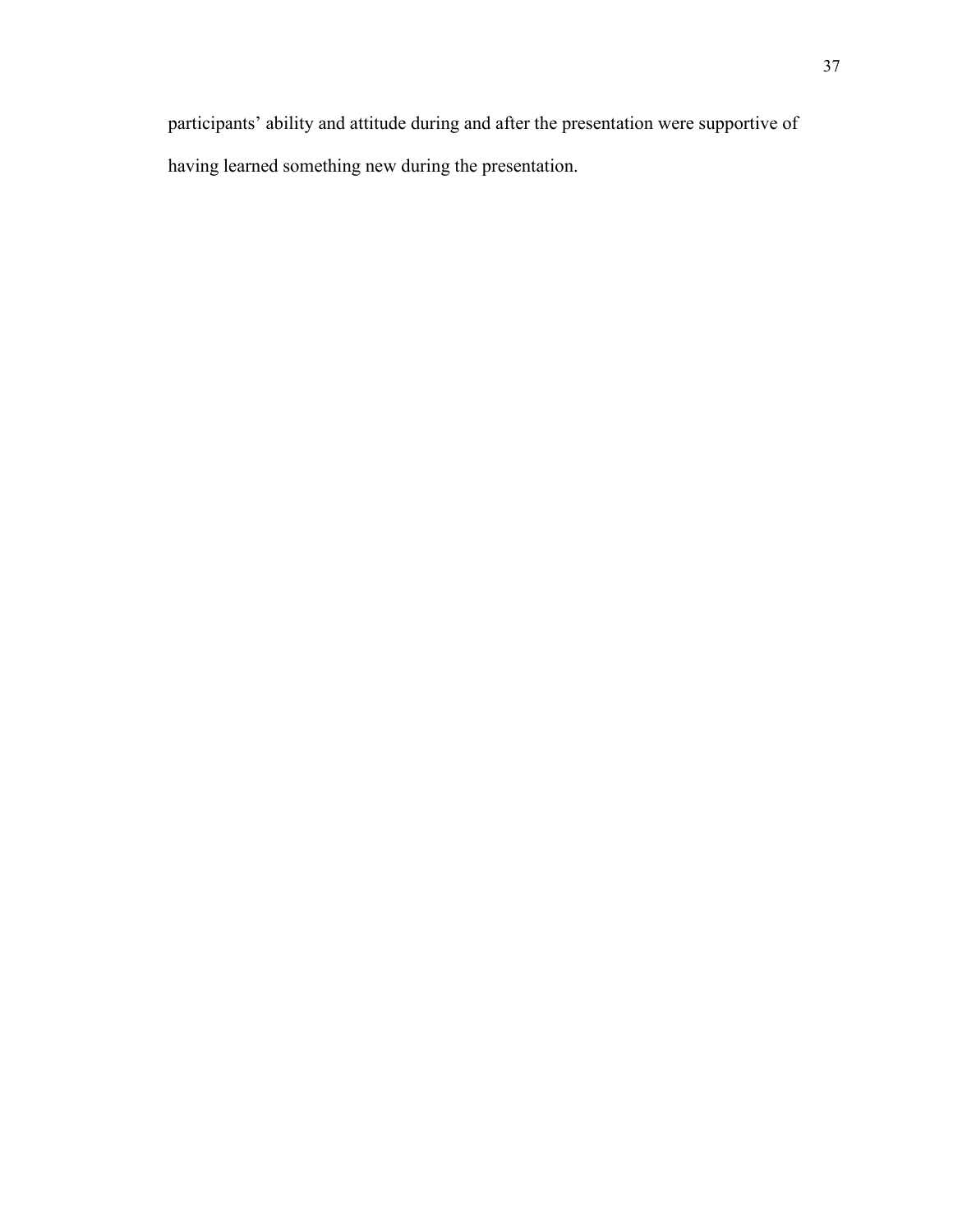participants' ability and attitude during and after the presentation were supportive of having learned something new during the presentation.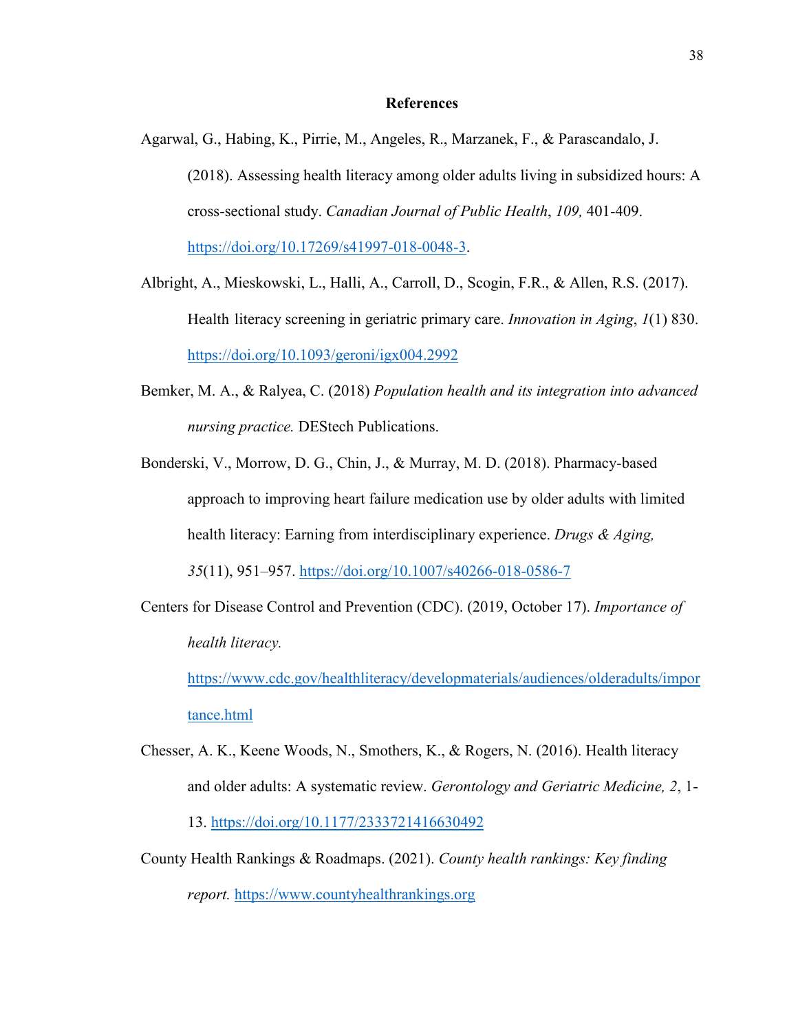# References

Agarwal, G., Habing, K., Pirrie, M., Angeles, R., Marzanek, F., & Parascandalo, J. (2018). Assessing health literacy among older adults living in subsidized hours: A cross-sectional study. *Canadian Journal of Public Health*, *109,* 401-409. https://doi.org/10.17269/s41997-018-0048-3.

Albright, A., Mieskowski, L., Halli, A., Carroll, D., Scogin, F.R., & Allen, R.S. (2017). Health literacy screening in geriatric primary care. *Innovation in Aging*, *1*(1) 830. https://doi.org/10.1093/geroni/igx004.2992

Bemker, M. A., & Ralyea, C. (2018) *Population health and its integration into advanced nursing practice.* DEStech Publications.

Bonderski, V., Morrow, D. G., Chin, J., & Murray, M. D. (2018). Pharmacy-based approach to improving heart failure medication use by older adults with limited health literacy: Earning from interdisciplinary experience. *Drugs & Aging, 35*(11), 951–957. https://doi.org/10.1007/s40266-018-0586-7

Centers for Disease Control and Prevention (CDC). (2019, October 17). *Importance of health literacy.* https://www.cdc.gov/healthliteracy/developmaterials/audiences/olderadults/importance.html

Chesser, A. K., Keene Woods, N., Smothers, K., & Rogers, N. (2016). Health literacy and older adults: A systematic review. *Gerontology and Geriatric Medicine, 2*, 1-13. https://doi.org/10.1177/2333721416630492

County Health Rankings & Roadmaps. (2021). *County health rankings: Key finding report.* https://www.countyhealthrankings.org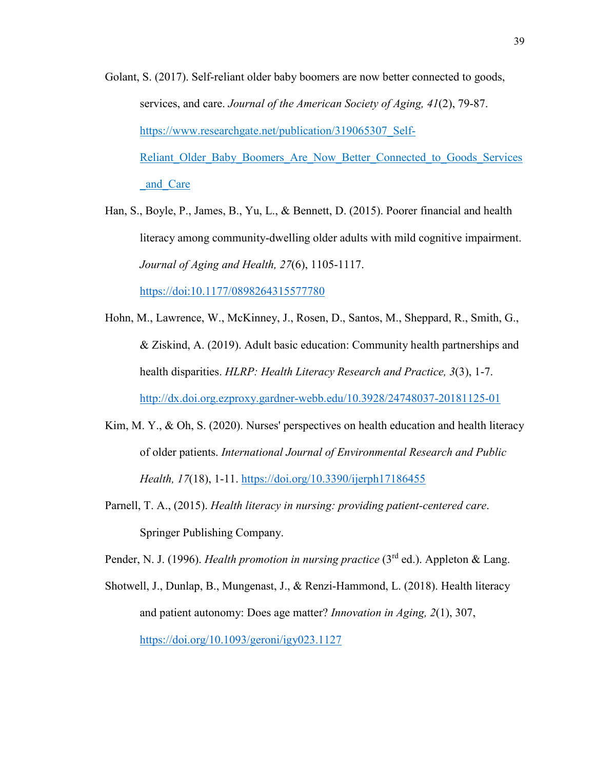Golant, S. (2017). Self-reliant older baby boomers are now better connected to goods, services, and care. *Journal of the American Society of Aging, 41*(2), 79-87. https://www.researchgate.net/publication/319065307_Self-Reliant_Older_Baby_Boomers_Are_Now_Better_Connected_to_Goods_Services_and_Care

Han, S., Boyle, P., James, B., Yu, L., & Bennett, D. (2015). Poorer financial and health literacy among community-dwelling older adults with mild cognitive impairment. *Journal of Aging and Health, 27*(6), 1105-1117. https://doi:10.1177/0898264315577780

Hohn, M., Lawrence, W., McKinney, J., Rosen, D., Santos, M., Sheppard, R., Smith, G., & Ziskind, A. (2019). Adult basic education: Community health partnerships and health disparities. *HLRP: Health Literacy Research and Practice, 3*(3), 1-7. http://dx.doi.org.ezproxy.gardner-webb.edu/10.3928/24748037-20181125-01

Kim, M. Y., & Oh, S. (2020). Nurses' perspectives on health education and health literacy of older patients. *International Journal of Environmental Research and Public Health, 17*(18), 1-11. https://doi.org/10.3390/ijerph17186455

Parnell, T. A., (2015). *Health literacy in nursing: providing patient-centered care*. Springer Publishing Company.

Pender, N. J. (1996). *Health promotion in nursing practice* (3rd ed.). Appleton & Lang.

Shotwell, J., Dunlap, B., Mungenast, J., & Renzi-Hammond, L. (2018). Health literacy and patient autonomy: Does age matter? *Innovation in Aging, 2*(1), 307, https://doi.org/10.1093/geroni/igy023.1127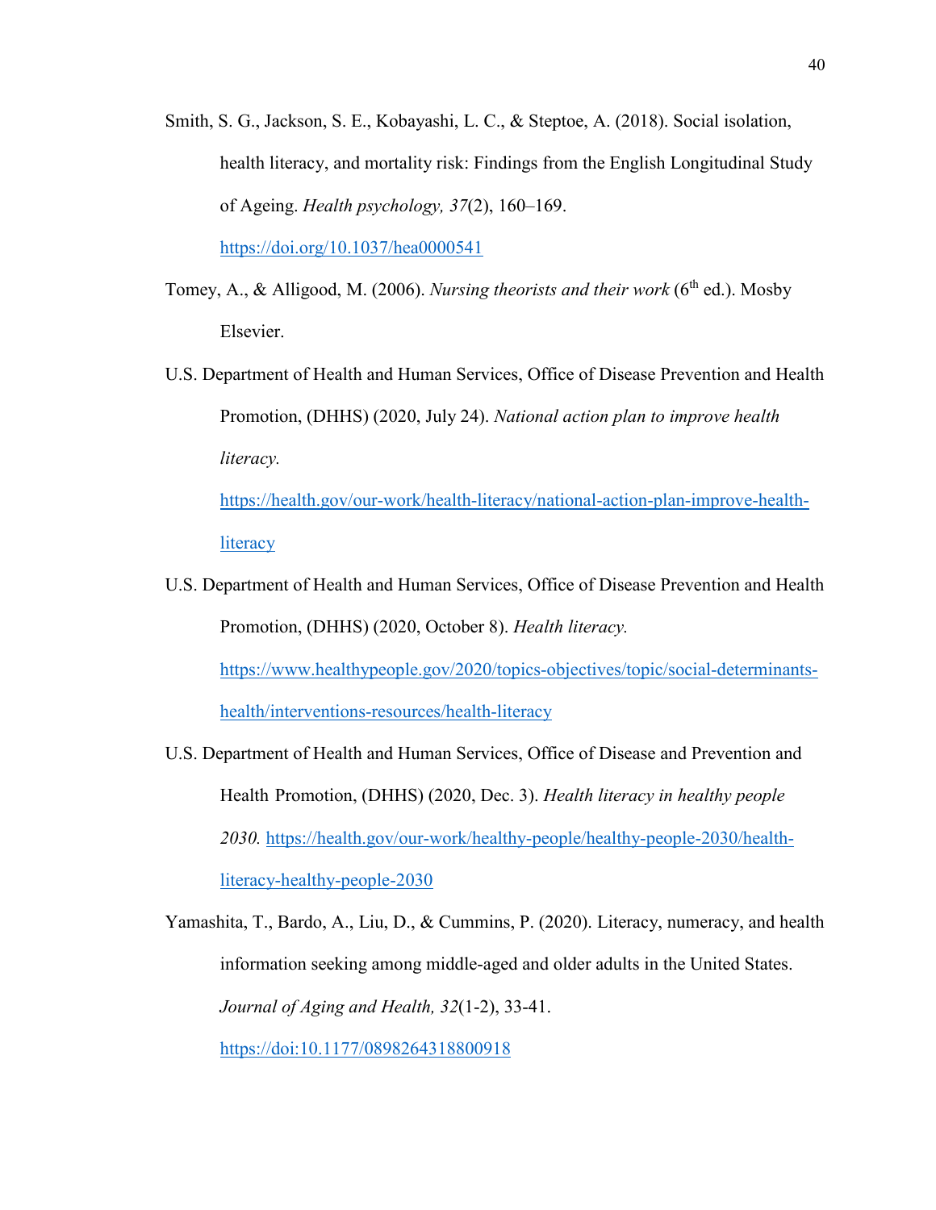Smith, S. G., Jackson, S. E., Kobayashi, L. C., & Steptoe, A. (2018). Social isolation, health literacy, and mortality risk: Findings from the English Longitudinal Study of Ageing. *Health psychology, 37*(2), 160–169. https://doi.org/10.1037/hea0000541

Tomey, A., & Alligood, M. (2006). *Nursing theorists and their work* (6th ed.). Mosby Elsevier.

U.S. Department of Health and Human Services, Office of Disease Prevention and Health Promotion, (DHHS) (2020, July 24). *National action plan to improve health literacy.* https://health.gov/our-work/health-literacy/national-action-plan-improve-health-literacy

U.S. Department of Health and Human Services, Office of Disease Prevention and Health Promotion, (DHHS) (2020, October 8). *Health literacy.* https://www.healthypeople.gov/2020/topics-objectives/topic/social-determinants-health/interventions-resources/health-literacy

U.S. Department of Health and Human Services, Office of Disease and Prevention and Health Promotion, (DHHS) (2020, Dec. 3). *Health literacy in healthy people 2030.* https://health.gov/our-work/healthy-people/healthy-people-2030/health-literacy-healthy-people-2030

Yamashita, T., Bardo, A., Liu, D., & Cummins, P. (2020). Literacy, numeracy, and health information seeking among middle-aged and older adults in the United States. *Journal of Aging and Health, 32*(1-2), 33-41. https://doi:10.1177/0898264318800918